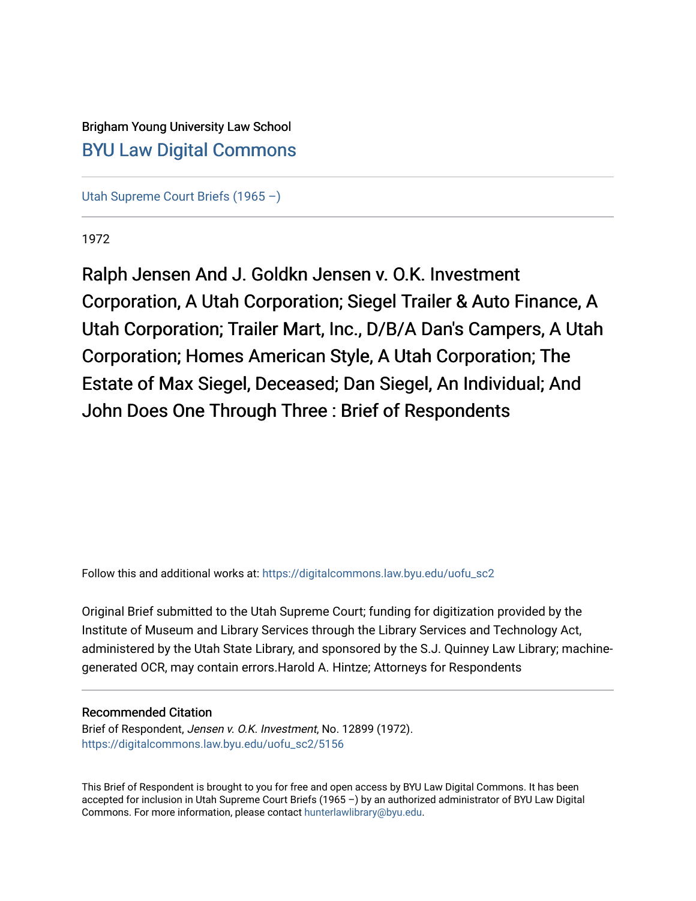Brigham Young University Law School
[BYU Law Digital Commons](https://digitalcommons.law.byu.edu/)

[Utah Supreme Court Briefs (1965 –)](https://digitalcommons.law.byu.edu/uofu_sc2)

1972

# Ralph Jensen And J. Goldkn Jensen v. O.K. Investment Corporation, A Utah Corporation; Siegel Trailer & Auto Finance, A Utah Corporation; Trailer Mart, Inc., D/B/A Dan's Campers, A Utah Corporation; Homes American Style, A Utah Corporation; The Estate of Max Siegel, Deceased; Dan Siegel, An Individual; And John Does One Through Three : Brief of Respondents

Follow this and additional works at: https://digitalcommons.law.byu.edu/uofu_sc2

Original Brief submitted to the Utah Supreme Court; funding for digitization provided by the Institute of Museum and Library Services through the Library Services and Technology Act, administered by the Utah State Library, and sponsored by the S.J. Quinney Law Library; machine-generated OCR, may contain errors.Harold A. Hintze; Attorneys for Respondents

## Recommended Citation

Brief of Respondent, *Jensen v. O.K. Investment*, No. 12899 (1972).
https://digitalcommons.law.byu.edu/uofu_sc2/5156

This Brief of Respondent is brought to you for free and open access by BYU Law Digital Commons. It has been accepted for inclusion in Utah Supreme Court Briefs (1965 –) by an authorized administrator of BYU Law Digital Commons. For more information, please contact hunterlawlibrary@byu.edu.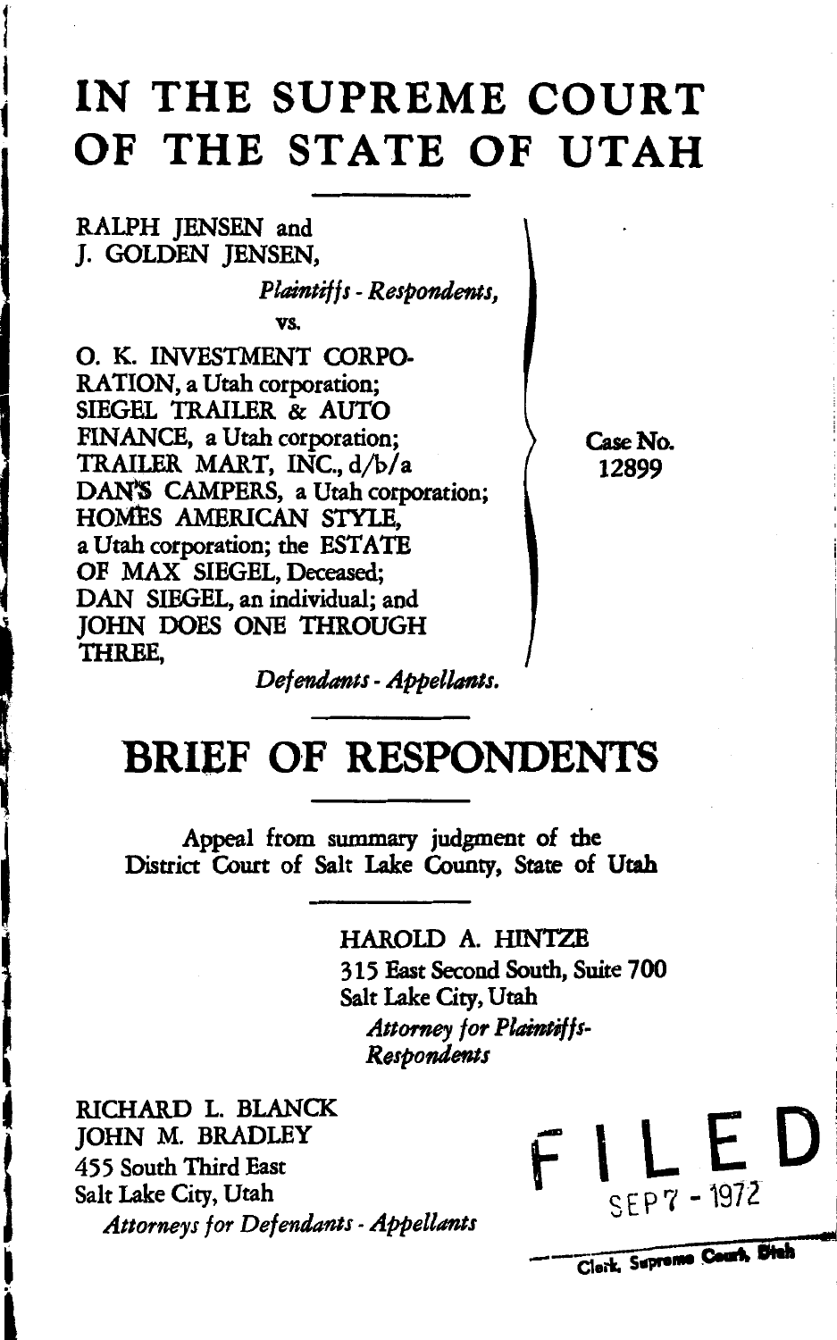# IN THE SUPREME COURT OF THE STATE OF UTAH

RALPH JENSEN and
J. GOLDEN JENSEN,

*Plaintiffs - Respondents,*

vs.

O. K. INVESTMENT CORPORATION, a Utah corporation;
SIEGEL TRAILER & AUTO FINANCE, a Utah corporation;
TRAILER MART, INC., d/b/a DAN'S CAMPERS, a Utah corporation;
HOMES AMERICAN STYLE, a Utah corporation; the ESTATE OF MAX SIEGEL, Deceased;
DAN SIEGEL, an individual; and
JOHN DOES ONE THROUGH THREE,

*Defendants - Appellants.*

Case No. 12899

# BRIEF OF RESPONDENTS

Appeal from summary judgment of the District Court of Salt Lake County, State of Utah

HAROLD A. HINTZE
315 East Second South, Suite 700
Salt Lake City, Utah
*Attorney for Plaintiffs-Respondents*

RICHARD L. BLANCK
JOHN M. BRADLEY
455 South Third East
Salt Lake City, Utah
*Attorneys for Defendants - Appellants*

FILED
SEP 7 - 1972
Clerk, Supreme Court, Utah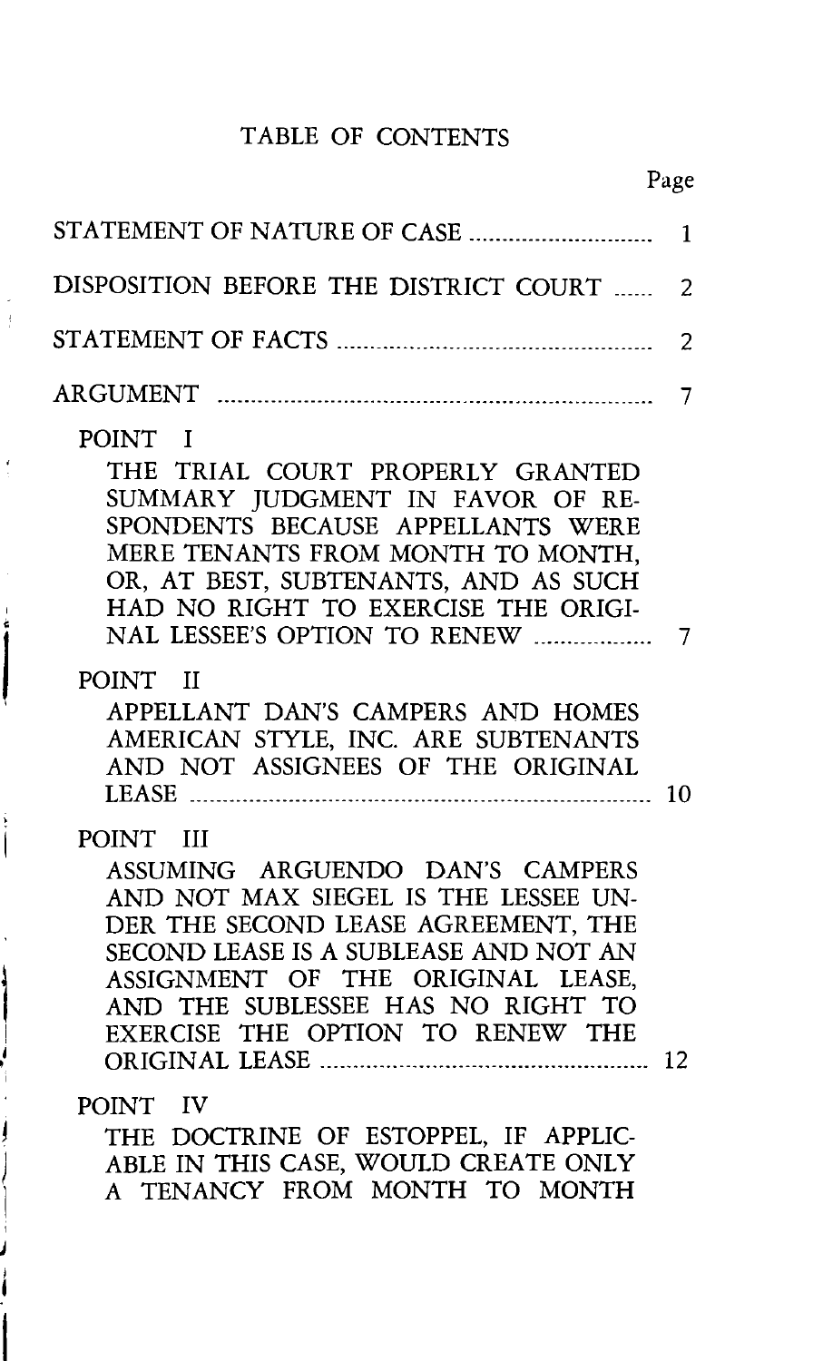# TABLE OF CONTENTS

| | Page |
|---|---|
| STATEMENT OF NATURE OF CASE | 1 |
| DISPOSITION BEFORE THE DISTRICT COURT | 2 |
| STATEMENT OF FACTS | 2 |
| ARGUMENT | 7 |
| POINT I<br>THE TRIAL COURT PROPERLY GRANTED SUMMARY JUDGMENT IN FAVOR OF RESPONDENTS BECAUSE APPELLANTS WERE MERE TENANTS FROM MONTH TO MONTH, OR, AT BEST, SUBTENANTS, AND AS SUCH HAD NO RIGHT TO EXERCISE THE ORIGINAL LESSEE'S OPTION TO RENEW | 7 |
| POINT II<br>APPELLANT DAN'S CAMPERS AND HOMES AMERICAN STYLE, INC. ARE SUBTENANTS AND NOT ASSIGNEES OF THE ORIGINAL LEASE | 10 |
| POINT III<br>ASSUMING ARGUENDO DAN'S CAMPERS AND NOT MAX SIEGEL IS THE LESSEE UNDER THE SECOND LEASE AGREEMENT, THE SECOND LEASE IS A SUBLEASE AND NOT AN ASSIGNMENT OF THE ORIGINAL LEASE, AND THE SUBLESSEE HAS NO RIGHT TO EXERCISE THE OPTION TO RENEW THE ORIGINAL LEASE | 12 |
| POINT IV<br>THE DOCTRINE OF ESTOPPEL, IF APPLICABLE IN THIS CASE, WOULD CREATE ONLY A TENANCY FROM MONTH TO MONTH | |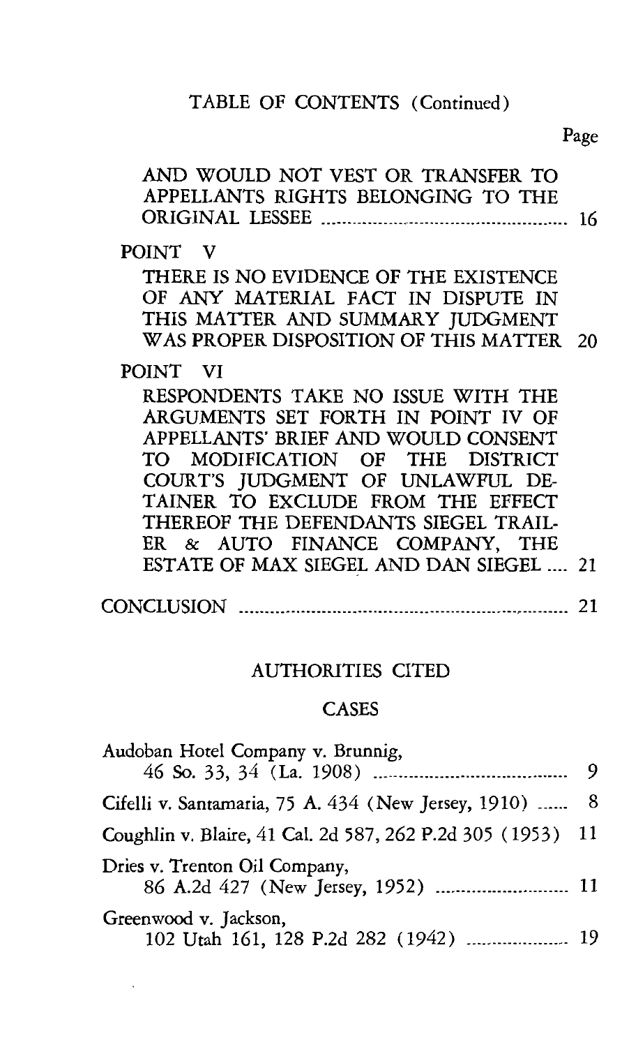TABLE OF CONTENTS (Continued)

| | Page |
|---|---|
| AND WOULD NOT VEST OR TRANSFER TO APPELLANTS RIGHTS BELONGING TO THE ORIGINAL LESSEE | 16 |
| POINT V<br>THERE IS NO EVIDENCE OF THE EXISTENCE OF ANY MATERIAL FACT IN DISPUTE IN THIS MATTER AND SUMMARY JUDGMENT WAS PROPER DISPOSITION OF THIS MATTER | 20 |
| POINT VI<br>RESPONDENTS TAKE NO ISSUE WITH THE ARGUMENTS SET FORTH IN POINT IV OF APPELLANTS' BRIEF AND WOULD CONSENT TO MODIFICATION OF THE DISTRICT COURT'S JUDGMENT OF UNLAWFUL DETAINER TO EXCLUDE FROM THE EFFECT THEREOF THE DEFENDANTS SIEGEL TRAILER & AUTO FINANCE COMPANY, THE ESTATE OF MAX SIEGEL AND DAN SIEGEL | 21 |
| CONCLUSION | 21 |

## AUTHORITIES CITED

### CASES

| | |
|---|---|
| Audoban Hotel Company v. Brunnig, 46 So. 33, 34 (La. 1908) | 9 |
| Cifelli v. Santamaria, 75 A. 434 (New Jersey, 1910) | 8 |
| Coughlin v. Blaire, 41 Cal. 2d 587, 262 P.2d 305 (1953) | 11 |
| Dries v. Trenton Oil Company, 86 A.2d 427 (New Jersey, 1952) | 11 |
| Greenwood v. Jackson, 102 Utah 161, 128 P.2d 282 (1942) | 19 |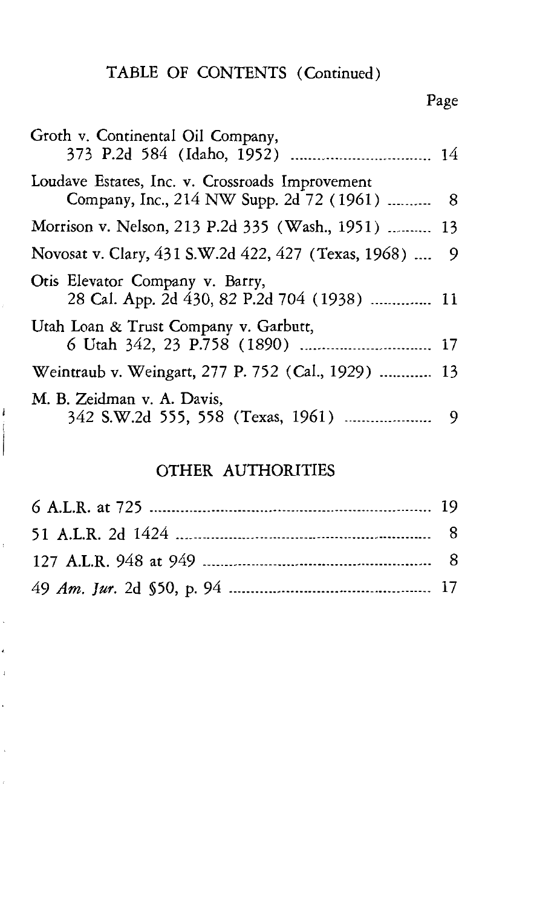## TABLE OF CONTENTS (Continued)

| | Page |
|---|---|
| Groth v. Continental Oil Company, 373 P.2d 584 (Idaho, 1952) | 14 |
| Loudave Estates, Inc. v. Crossroads Improvement Company, Inc., 214 NW Supp. 2d 72 (1961) | 8 |
| Morrison v. Nelson, 213 P.2d 335 (Wash., 1951) | 13 |
| Novosat v. Clary, 431 S.W.2d 422, 427 (Texas, 1968) | 9 |
| Otis Elevator Company v. Barry, 28 Cal. App. 2d 430, 82 P.2d 704 (1938) | 11 |
| Utah Loan & Trust Company v. Garbutt, 6 Utah 342, 23 P.758 (1890) | 17 |
| Weintraub v. Weingart, 277 P. 752 (Cal., 1929) | 13 |
| M. B. Zeidman v. A. Davis, 342 S.W.2d 555, 558 (Texas, 1961) | 9 |

## OTHER AUTHORITIES

| | |
|---|---|
| 6 A.L.R. at 725 | 19 |
| 51 A.L.R. 2d 1424 | 8 |
| 127 A.L.R. 948 at 949 | 8 |
| 49 *Am. Jur.* 2d §50, p. 94 | 17 |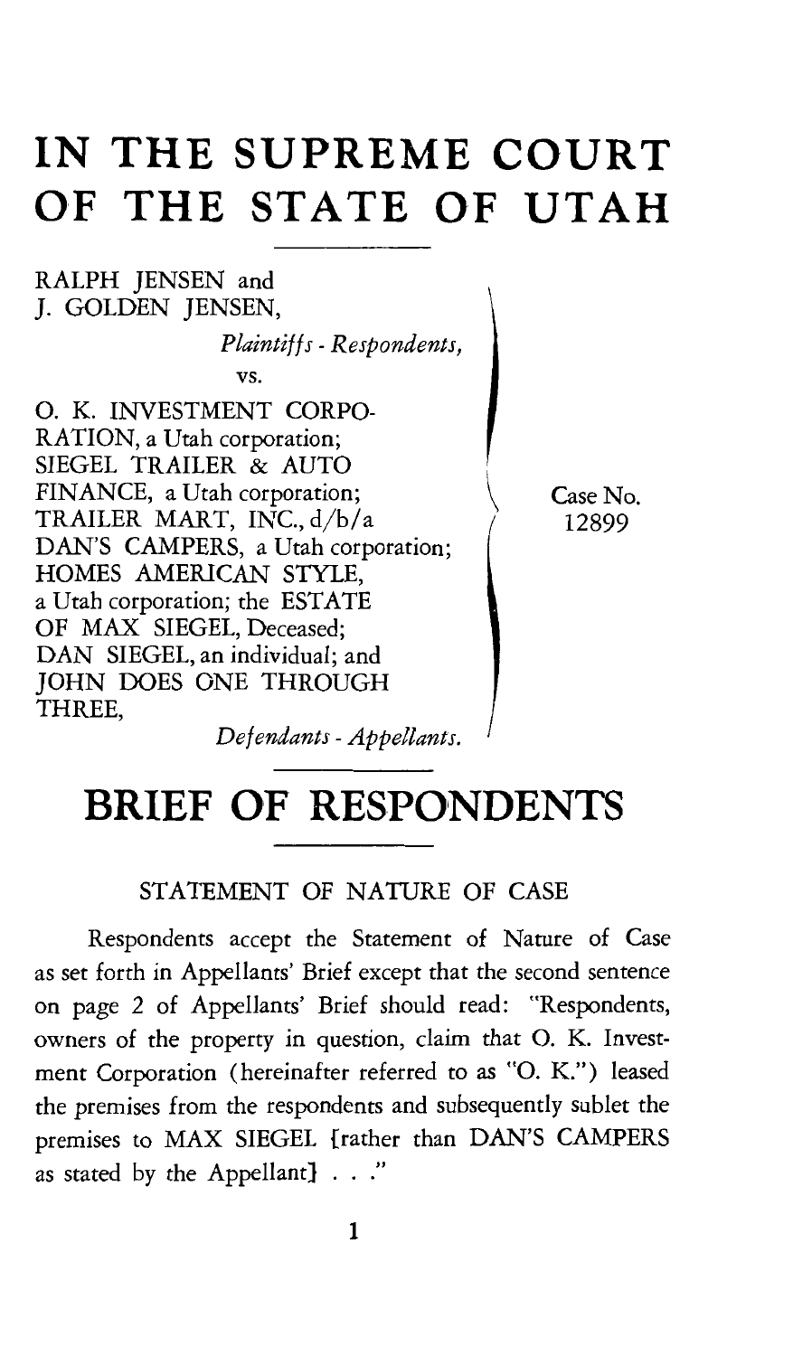# IN THE SUPREME COURT OF THE STATE OF UTAH

RALPH JENSEN and J. GOLDEN JENSEN,

*Plaintiffs - Respondents,*

vs.

O. K. INVESTMENT CORPORATION, a Utah corporation; SIEGEL TRAILER & AUTO FINANCE, a Utah corporation; TRAILER MART, INC., d/b/a DAN'S CAMPERS, a Utah corporation; HOMES AMERICAN STYLE, a Utah corporation; the ESTATE OF MAX SIEGEL, Deceased; DAN SIEGEL, an individual; and JOHN DOES ONE THROUGH THREE,

*Defendants - Appellants.*

Case No. 12899

# BRIEF OF RESPONDENTS

## STATEMENT OF NATURE OF CASE

Respondents accept the Statement of Nature of Case as set forth in Appellants' Brief except that the second sentence on page 2 of Appellants' Brief should read: "Respondents, owners of the property in question, claim that O. K. Investment Corporation (hereinafter referred to as "O. K.") leased the premises from the respondents and subsequently sublet the premises to MAX SIEGEL [rather than DAN'S CAMPERS as stated by the Appellant] . . ."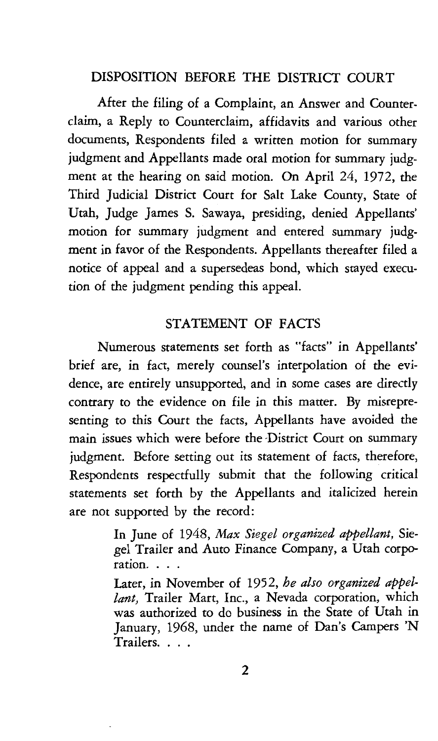## DISPOSITION BEFORE THE DISTRICT COURT

After the filing of a Complaint, an Answer and Counterclaim, a Reply to Counterclaim, affidavits and various other documents, Respondents filed a written motion for summary judgment and Appellants made oral motion for summary judgment at the hearing on said motion. On April 24, 1972, the Third Judicial District Court for Salt Lake County, State of Utah, Judge James S. Sawaya, presiding, denied Appellants' motion for summary judgment and entered summary judgment in favor of the Respondents. Appellants thereafter filed a notice of appeal and a supersedeas bond, which stayed execution of the judgment pending this appeal.

## STATEMENT OF FACTS

Numerous statements set forth as "facts" in Appellants' brief are, in fact, merely counsel's interpolation of the evidence, are entirely unsupported, and in some cases are directly contrary to the evidence on file in this matter. By misrepresenting to this Court the facts, Appellants have avoided the main issues which were before the District Court on summary judgment. Before setting out its statement of facts, therefore, Respondents respectfully submit that the following critical statements set forth by the Appellants and italicized herein are not supported by the record:

> In June of 1948, *Max Siegel organized appellant,* Siegel Trailer and Auto Finance Company, a Utah corporation. . . .
>
> Later, in November of 1952, *he also organized appellant,* Trailer Mart, Inc., a Nevada corporation, which was authorized to do business in the State of Utah in January, 1968, under the name of Dan's Campers 'N Trailers. . . .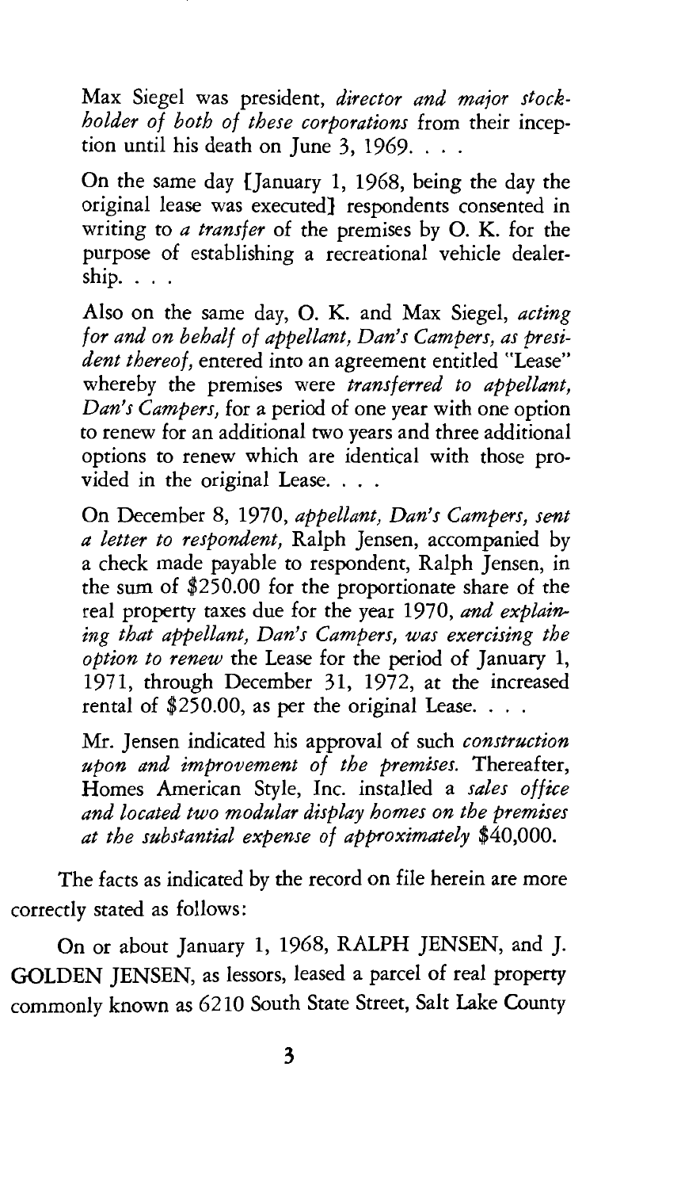> Max Siegel was president, *director and major stockholder of both of these corporations* from their inception until his death on June 3, 1969. . . .
>
> On the same day [January 1, 1968, being the day the original lease was executed] respondents consented in writing to *a transfer* of the premises by O. K. for the purpose of establishing a recreational vehicle dealership. . . .
>
> Also on the same day, O. K. and Max Siegel, *acting for and on behalf of appellant, Dan's Campers, as president thereof,* entered into an agreement entitled "Lease" whereby the premises were *transferred to appellant, Dan's Campers,* for a period of one year with one option to renew for an additional two years and three additional options to renew which are identical with those provided in the original Lease. . . .
>
> On December 8, 1970, *appellant, Dan's Campers, sent a letter to respondent,* Ralph Jensen, accompanied by a check made payable to respondent, Ralph Jensen, in the sum of \$250.00 for the proportionate share of the real property taxes due for the year 1970, *and explaining that appellant, Dan's Campers, was exercising the option to renew* the Lease for the period of January 1, 1971, through December 31, 1972, at the increased rental of \$250.00, as per the original Lease. . . .
>
> Mr. Jensen indicated his approval of such *construction upon and improvement of the premises.* Thereafter, Homes American Style, Inc. installed a *sales office and located two modular display homes on the premises at the substantial expense of approximately* \$40,000.

The facts as indicated by the record on file herein are more correctly stated as follows:

On or about January 1, 1968, RALPH JENSEN, and J. GOLDEN JENSEN, as lessors, leased a parcel of real property commonly known as 6210 South State Street, Salt Lake County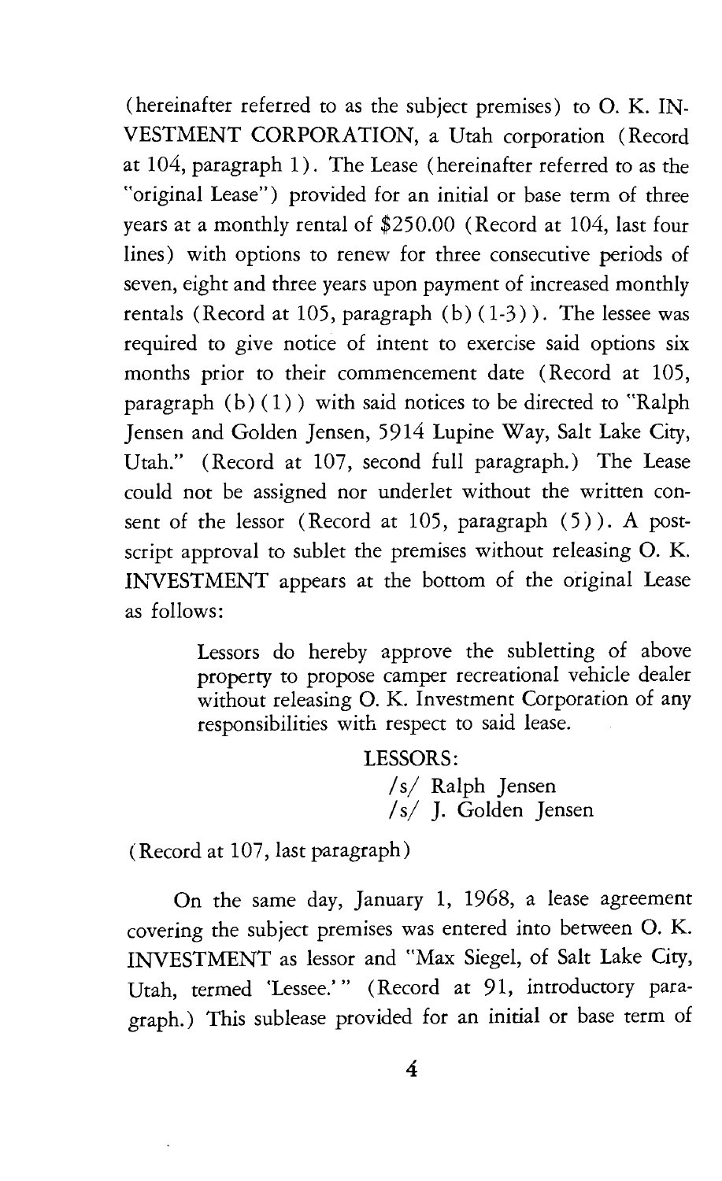(hereinafter referred to as the subject premises) to O. K. INVESTMENT CORPORATION, a Utah corporation (Record at 104, paragraph 1). The Lease (hereinafter referred to as the "original Lease") provided for an initial or base term of three years at a monthly rental of $250.00 (Record at 104, last four lines) with options to renew for three consecutive periods of seven, eight and three years upon payment of increased monthly rentals (Record at 105, paragraph (b) (1-3)). The lessee was required to give notice of intent to exercise said options six months prior to their commencement date (Record at 105, paragraph (b) (1)) with said notices to be directed to "Ralph Jensen and Golden Jensen, 5914 Lupine Way, Salt Lake City, Utah." (Record at 107, second full paragraph.) The Lease could not be assigned nor underlet without the written consent of the lessor (Record at 105, paragraph (5)). A postscript approval to sublet the premises without releasing O. K. INVESTMENT appears at the bottom of the original Lease as follows:

> Lessors do hereby approve the subletting of above property to propose camper recreational vehicle dealer without releasing O. K. Investment Corporation of any responsibilities with respect to said lease.
>
> LESSORS:
> /s/ Ralph Jensen
> /s/ J. Golden Jensen

(Record at 107, last paragraph)

On the same day, January 1, 1968, a lease agreement covering the subject premises was entered into between O. K. INVESTMENT as lessor and "Max Siegel, of Salt Lake City, Utah, termed 'Lessee.'" (Record at 91, introductory paragraph.) This sublease provided for an initial or base term of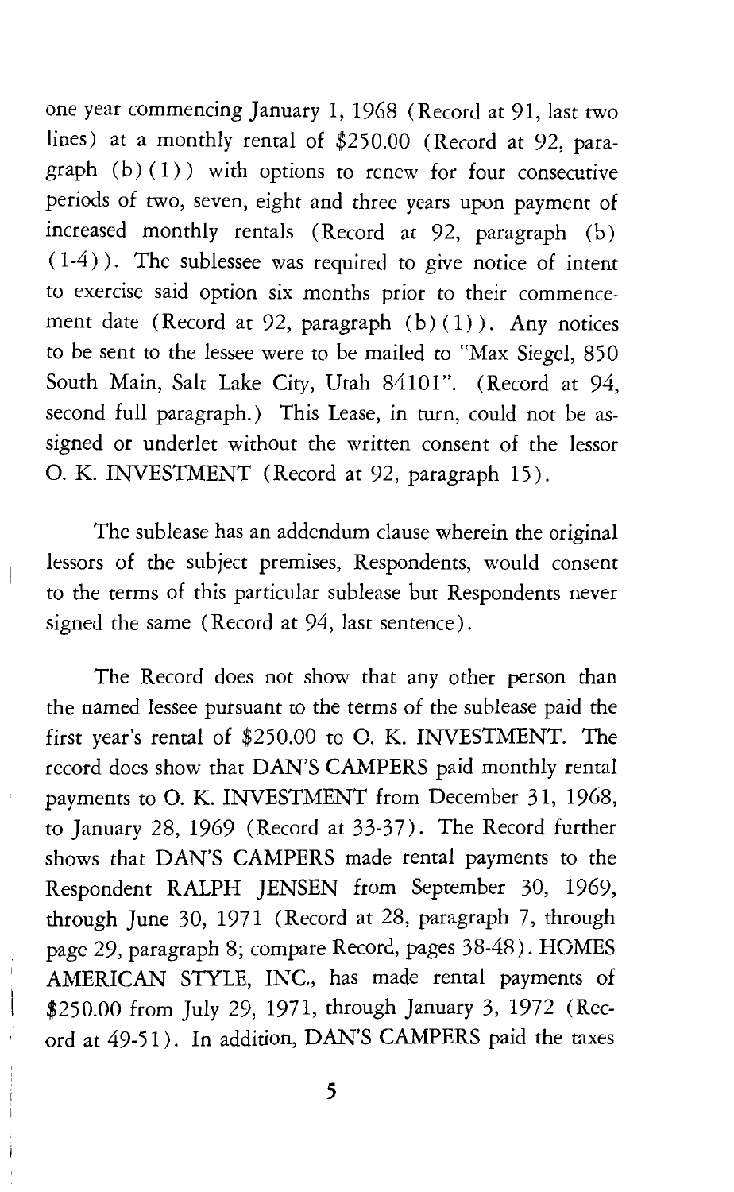one year commencing January 1, 1968 (Record at 91, last two lines) at a monthly rental of $250.00 (Record at 92, paragraph (b)(1)) with options to renew for four consecutive periods of two, seven, eight and three years upon payment of increased monthly rentals (Record at 92, paragraph (b)(1-4)). The sublessee was required to give notice of intent to exercise said option six months prior to their commencement date (Record at 92, paragraph (b)(1)). Any notices to be sent to the lessee were to be mailed to "Max Siegel, 850 South Main, Salt Lake City, Utah 84101". (Record at 94, second full paragraph.) This Lease, in turn, could not be assigned or underlet without the written consent of the lessor O. K. INVESTMENT (Record at 92, paragraph 15).

The sublease has an addendum clause wherein the original lessors of the subject premises, Respondents, would consent to the terms of this particular sublease but Respondents never signed the same (Record at 94, last sentence).

The Record does not show that any other person than the named lessee pursuant to the terms of the sublease paid the first year's rental of $250.00 to O. K. INVESTMENT. The record does show that DAN'S CAMPERS paid monthly rental payments to O. K. INVESTMENT from December 31, 1968, to January 28, 1969 (Record at 33-37). The Record further shows that DAN'S CAMPERS made rental payments to the Respondent RALPH JENSEN from September 30, 1969, through June 30, 1971 (Record at 28, paragraph 7, through page 29, paragraph 8; compare Record, pages 38-48). HOMES AMERICAN STYLE, INC., has made rental payments of $250.00 from July 29, 1971, through January 3, 1972 (Record at 49-51). In addition, DAN'S CAMPERS paid the taxes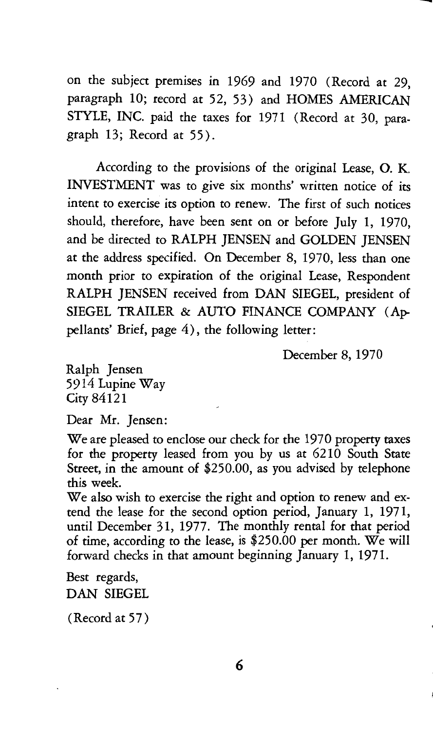on the subject premises in 1969 and 1970 (Record at 29, paragraph 10; record at 52, 53) and HOMES AMERICAN STYLE, INC. paid the taxes for 1971 (Record at 30, paragraph 13; Record at 55).

According to the provisions of the original Lease, O. K. INVESTMENT was to give six months' written notice of its intent to exercise its option to renew. The first of such notices should, therefore, have been sent on or before July 1, 1970, and be directed to RALPH JENSEN and GOLDEN JENSEN at the address specified. On December 8, 1970, less than one month prior to expiration of the original Lease, Respondent RALPH JENSEN received from DAN SIEGEL, president of SIEGEL TRAILER & AUTO FINANCE COMPANY (Appellants' Brief, page 4), the following letter:

December 8, 1970

Ralph Jensen
5914 Lupine Way
City 84121

Dear Mr. Jensen:

We are pleased to enclose our check for the 1970 property taxes for the property leased from you by us at 6210 South State Street, in the amount of $250.00, as you advised by telephone this week.

We also wish to exercise the right and option to renew and extend the lease for the second option period, January 1, 1971, until December 31, 1977. The monthly rental for that period of time, according to the lease, is $250.00 per month. We will forward checks in that amount beginning January 1, 1971.

Best regards,
DAN SIEGEL

(Record at 57)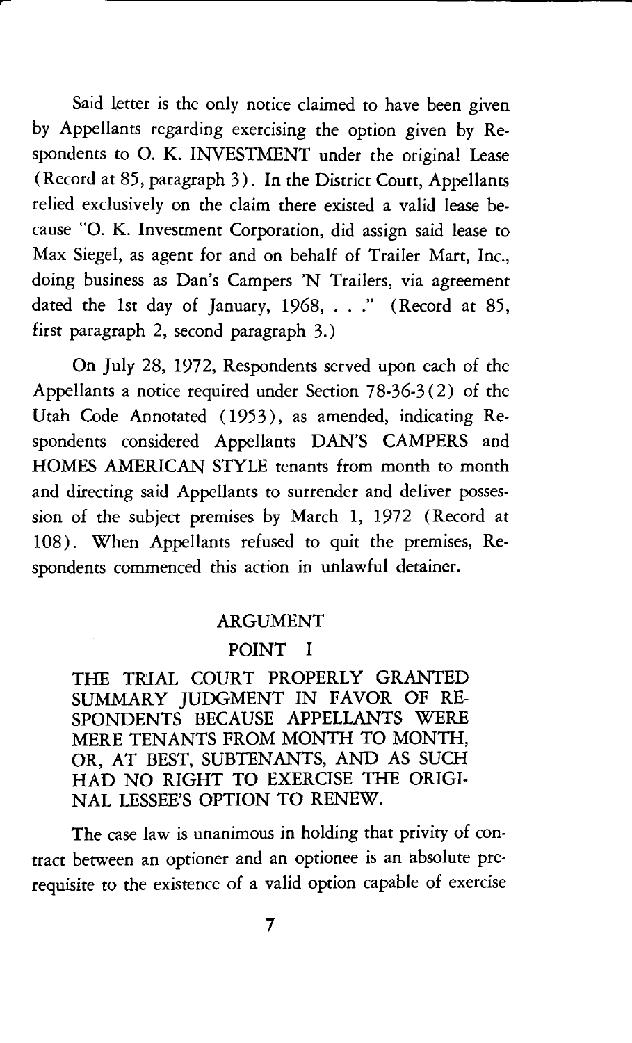Said letter is the only notice claimed to have been given by Appellants regarding exercising the option given by Respondents to O. K. INVESTMENT under the original Lease (Record at 85, paragraph 3). In the District Court, Appellants relied exclusively on the claim there existed a valid lease because "O. K. Investment Corporation, did assign said lease to Max Siegel, as agent for and on behalf of Trailer Mart, Inc., doing business as Dan's Campers 'N Trailers, via agreement dated the 1st day of January, 1968, . . ." (Record at 85, first paragraph 2, second paragraph 3.)

On July 28, 1972, Respondents served upon each of the Appellants a notice required under Section 78-36-3(2) of the Utah Code Annotated (1953), as amended, indicating Respondents considered Appellants DAN'S CAMPERS and HOMES AMERICAN STYLE tenants from month to month and directing said Appellants to surrender and deliver possession of the subject premises by March 1, 1972 (Record at 108). When Appellants refused to quit the premises, Respondents commenced this action in unlawful detainer.

## ARGUMENT

### POINT I

**THE TRIAL COURT PROPERLY GRANTED SUMMARY JUDGMENT IN FAVOR OF RESPONDENTS BECAUSE APPELLANTS WERE MERE TENANTS FROM MONTH TO MONTH, OR, AT BEST, SUBTENANTS, AND AS SUCH HAD NO RIGHT TO EXERCISE THE ORIGINAL LESSEE'S OPTION TO RENEW.**

The case law is unanimous in holding that privity of contract between an optioner and an optionee is an absolute prerequisite to the existence of a valid option capable of exercise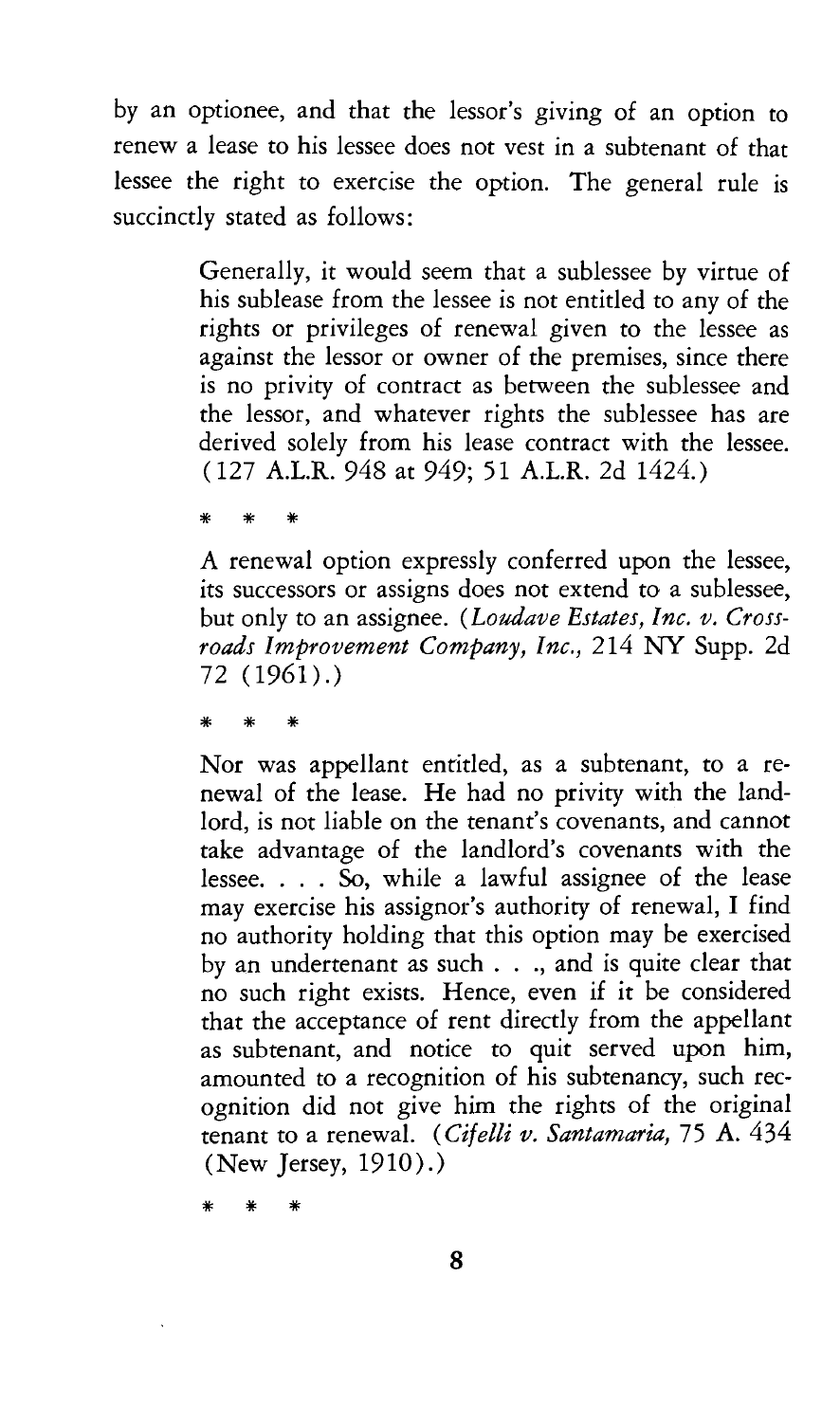by an optionee, and that the lessor's giving of an option to renew a lease to his lessee does not vest in a subtenant of that lessee the right to exercise the option. The general rule is succinctly stated as follows:

> Generally, it would seem that a sublessee by virtue of his sublease from the lessee is not entitled to any of the rights or privileges of renewal given to the lessee as against the lessor or owner of the premises, since there is no privity of contract as between the sublessee and the lessor, and whatever rights the sublessee has are derived solely from his lease contract with the lessee. (127 A.L.R. 948 at 949; 51 A.L.R. 2d 1424.)
>
> \* \* \*
>
> A renewal option expressly conferred upon the lessee, its successors or assigns does not extend to a sublessee, but only to an assignee. (*Loudave Estates, Inc. v. Crossroads Improvement Company, Inc.,* 214 NY Supp. 2d 72 (1961).)
>
> \* \* \*
>
> Nor was appellant entitled, as a subtenant, to a renewal of the lease. He had no privity with the landlord, is not liable on the tenant's covenants, and cannot take advantage of the landlord's covenants with the lessee. . . . So, while a lawful assignee of the lease may exercise his assignor's authority of renewal, I find no authority holding that this option may be exercised by an undertenant as such . . ., and is quite clear that no such right exists. Hence, even if it be considered that the acceptance of rent directly from the appellant as subtenant, and notice to quit served upon him, amounted to a recognition of his subtenancy, such recognition did not give him the rights of the original tenant to a renewal. (*Cifelli v. Santamaria,* 75 A. 434 (New Jersey, 1910).)
>
> \* \* \*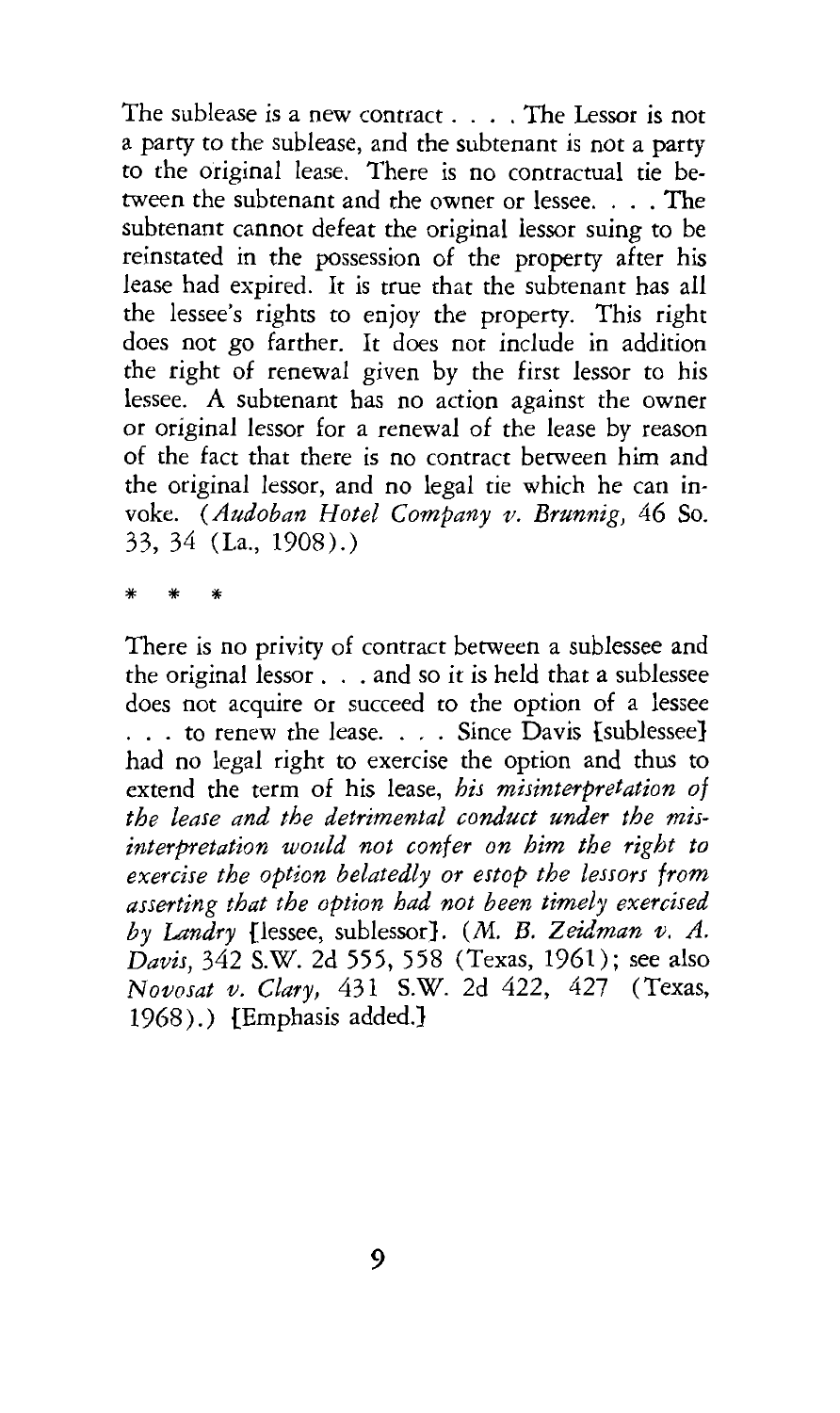The sublease is a new contract . . . . The Lessor is not a party to the sublease, and the subtenant is not a party to the original lease. There is no contractual tie between the subtenant and the owner or lessee. . . . The subtenant cannot defeat the original lessor suing to be reinstated in the possession of the property after his lease had expired. It is true that the subtenant has all the lessee's rights to enjoy the property. This right does not go farther. It does not include in addition the right of renewal given by the first lessor to his lessee. A subtenant has no action against the owner or original lessor for a renewal of the lease by reason of the fact that there is no contract between him and the original lessor, and no legal tie which he can invoke. (*Audoban Hotel Company v. Brunnig*, 46 So. 33, 34 (La., 1908).)

\* \* \*

There is no privity of contract between a sublessee and the original lessor . . . and so it is held that a sublessee does not acquire or succeed to the option of a lessee . . . to renew the lease. . . . Since Davis [sublessee] had no legal right to exercise the option and thus to extend the term of his lease, *his misinterpretation of the lease and the detrimental conduct under the misinterpretation would not confer on him the right to exercise the option belatedly or estop the lessors from asserting that the option had not been timely exercised by Landry* [lessee, sublessor]. (*M. B. Zeidman v. A. Davis*, 342 S.W. 2d 555, 558 (Texas, 1961); see also *Novosat v. Clary*, 431 S.W. 2d 422, 427 (Texas, 1968).) [Emphasis added.]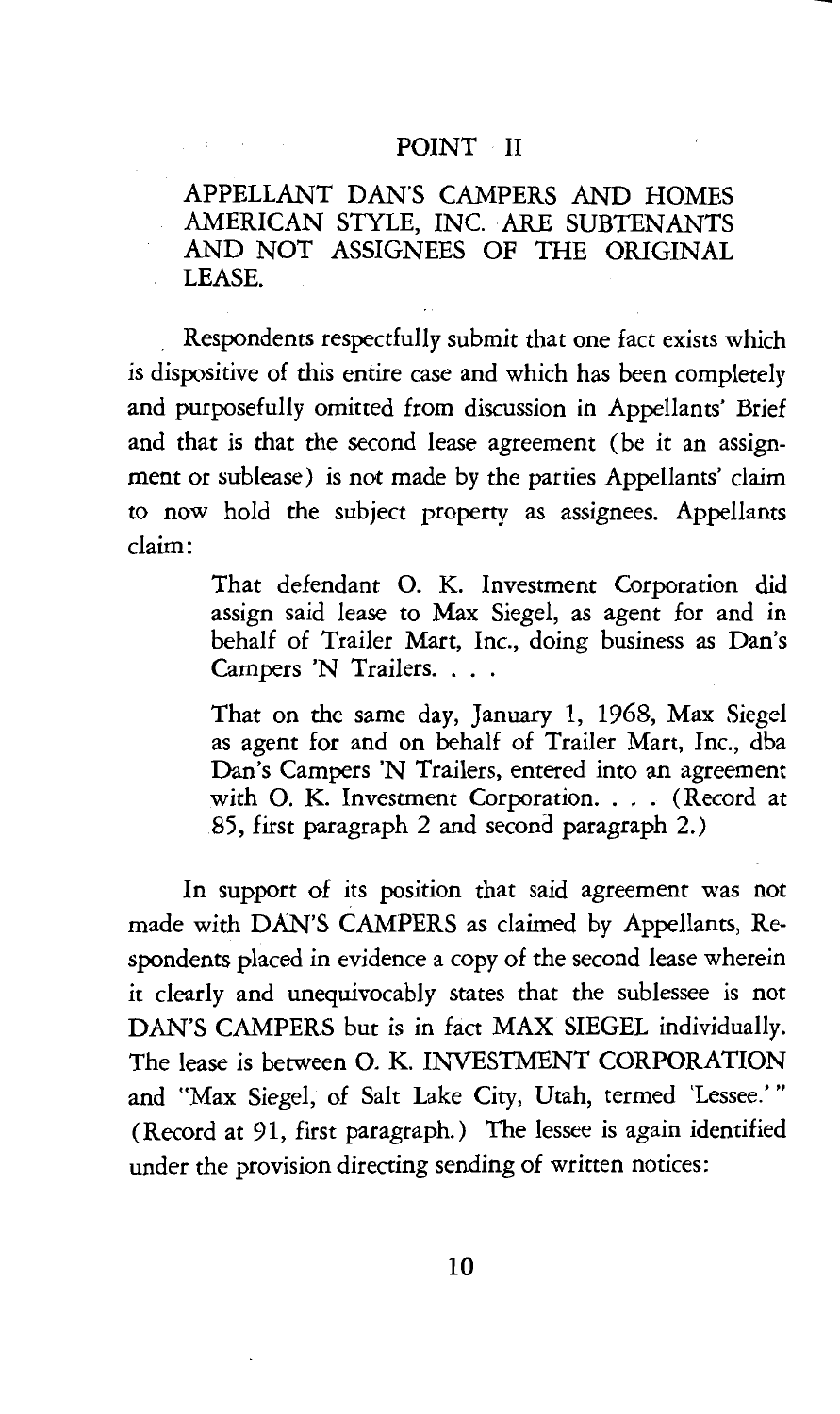## POINT II

## APPELLANT DAN'S CAMPERS AND HOMES AMERICAN STYLE, INC. ARE SUBTENANTS AND NOT ASSIGNEES OF THE ORIGINAL LEASE.

Respondents respectfully submit that one fact exists which is dispositive of this entire case and which has been completely and purposefully omitted from discussion in Appellants' Brief and that is that the second lease agreement (be it an assignment or sublease) is not made by the parties Appellants' claim to now hold the subject property as assignees. Appellants claim:

> That defendant O. K. Investment Corporation did assign said lease to Max Siegel, as agent for and in behalf of Trailer Mart, Inc., doing business as Dan's Campers 'N Trailers. . . .
>
> That on the same day, January 1, 1968, Max Siegel as agent for and on behalf of Trailer Mart, Inc., dba Dan's Campers 'N Trailers, entered into an agreement with O. K. Investment Corporation. . . . (Record at 85, first paragraph 2 and second paragraph 2.)

In support of its position that said agreement was not made with DAN'S CAMPERS as claimed by Appellants, Respondents placed in evidence a copy of the second lease wherein it clearly and unequivocably states that the sublessee is not DAN'S CAMPERS but is in fact MAX SIEGEL individually. The lease is between O. K. INVESTMENT CORPORATION and "Max Siegel, of Salt Lake City, Utah, termed 'Lessee.'" (Record at 91, first paragraph.) The lessee is again identified under the provision directing sending of written notices: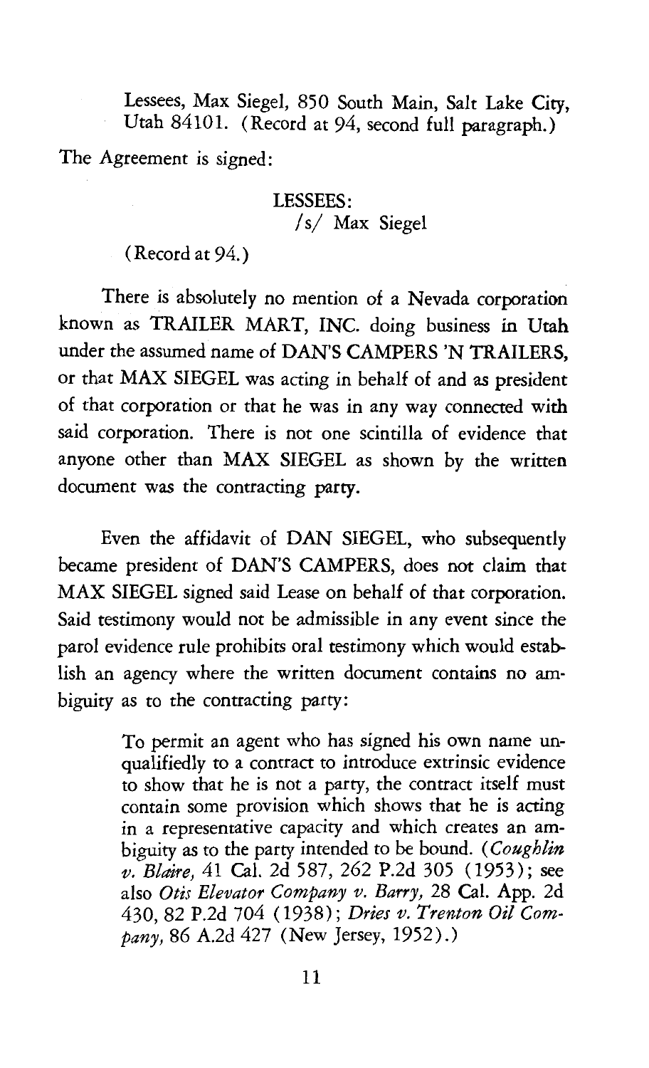> Lessees, Max Siegel, 850 South Main, Salt Lake City, Utah 84101. (Record at 94, second full paragraph.)

The Agreement is signed:

> LESSEES:
> /s/ Max Siegel
>
> (Record at 94.)

There is absolutely no mention of a Nevada corporation known as TRAILER MART, INC. doing business in Utah under the assumed name of DAN'S CAMPERS 'N TRAILERS, or that MAX SIEGEL was acting in behalf of and as president of that corporation or that he was in any way connected with said corporation. There is not one scintilla of evidence that anyone other than MAX SIEGEL as shown by the written document was the contracting party.

Even the affidavit of DAN SIEGEL, who subsequently became president of DAN'S CAMPERS, does not claim that MAX SIEGEL signed said Lease on behalf of that corporation. Said testimony would not be admissible in any event since the parol evidence rule prohibits oral testimony which would establish an agency where the written document contains no ambiguity as to the contracting party:

> To permit an agent who has signed his own name unqualifiedly to a contract to introduce extrinsic evidence to show that he is not a party, the contract itself must contain some provision which shows that he is acting in a representative capacity and which creates an ambiguity as to the party intended to be bound. (*Coughlin v. Blaire,* 41 Cal. 2d 587, 262 P.2d 305 (1953); see also *Otis Elevator Company v. Barry,* 28 Cal. App. 2d 430, 82 P.2d 704 (1938); *Dries v. Trenton Oil Company,* 86 A.2d 427 (New Jersey, 1952).)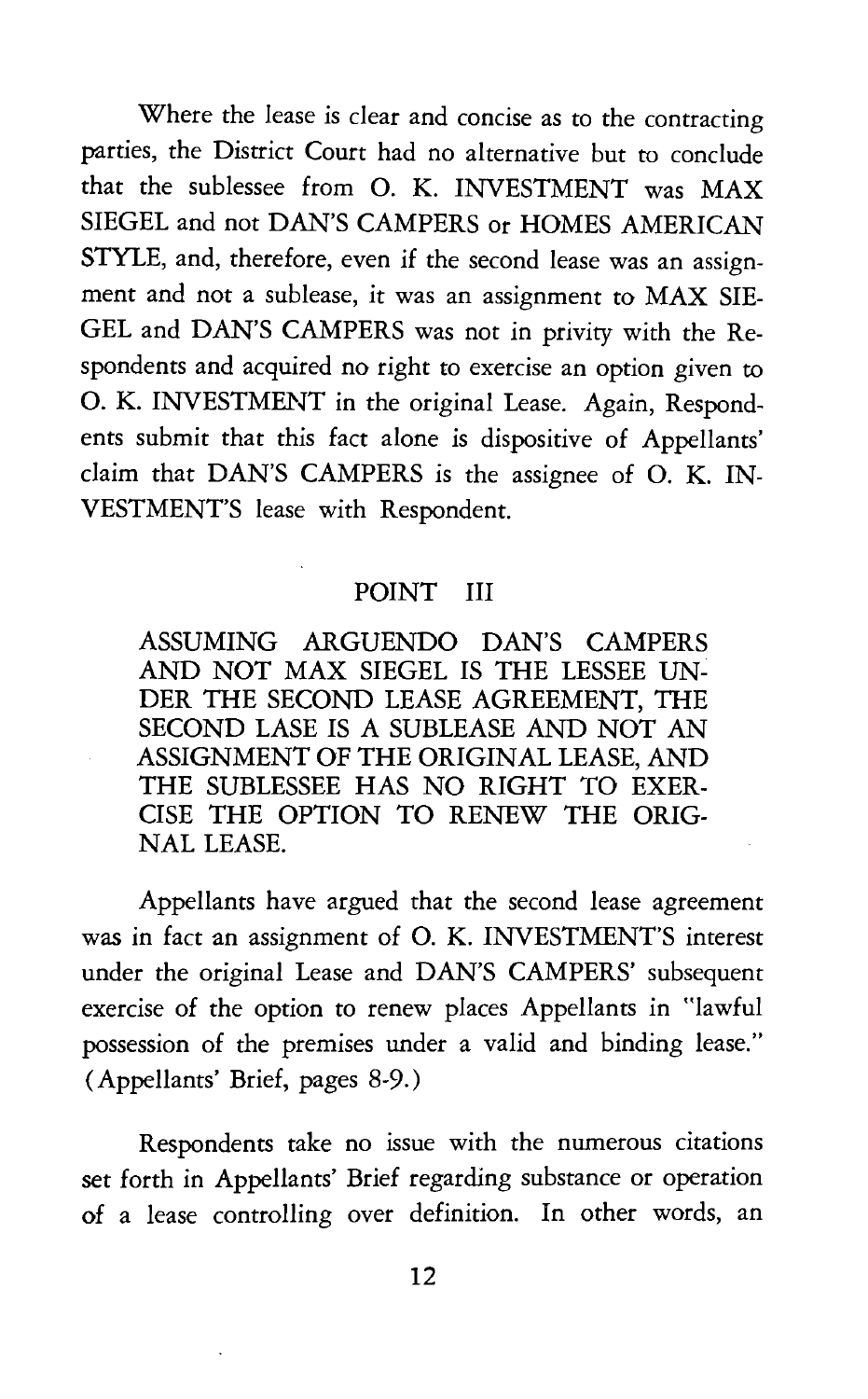Where the lease is clear and concise as to the contracting parties, the District Court had no alternative but to conclude that the sublessee from O. K. INVESTMENT was MAX SIEGEL and not DAN'S CAMPERS or HOMES AMERICAN STYLE, and, therefore, even if the second lease was an assignment and not a sublease, it was an assignment to MAX SIEGEL and DAN'S CAMPERS was not in privity with the Respondents and acquired no right to exercise an option given to O. K. INVESTMENT in the original Lease. Again, Respondents submit that this fact alone is dispositive of Appellants' claim that DAN'S CAMPERS is the assignee of O. K. INVESTMENT'S lease with Respondent.

## POINT III

**ASSUMING ARGUENDO DAN'S CAMPERS AND NOT MAX SIEGEL IS THE LESSEE UNDER THE SECOND LEASE AGREEMENT, THE SECOND LASE IS A SUBLEASE AND NOT AN ASSIGNMENT OF THE ORIGINAL LEASE, AND THE SUBLESSEE HAS NO RIGHT TO EXERCISE THE OPTION TO RENEW THE ORIGNAL LEASE.**

Appellants have argued that the second lease agreement was in fact an assignment of O. K. INVESTMENT'S interest under the original Lease and DAN'S CAMPERS' subsequent exercise of the option to renew places Appellants in "lawful possession of the premises under a valid and binding lease." (Appellants' Brief, pages 8-9.)

Respondents take no issue with the numerous citations set forth in Appellants' Brief regarding substance or operation of a lease controlling over definition. In other words, an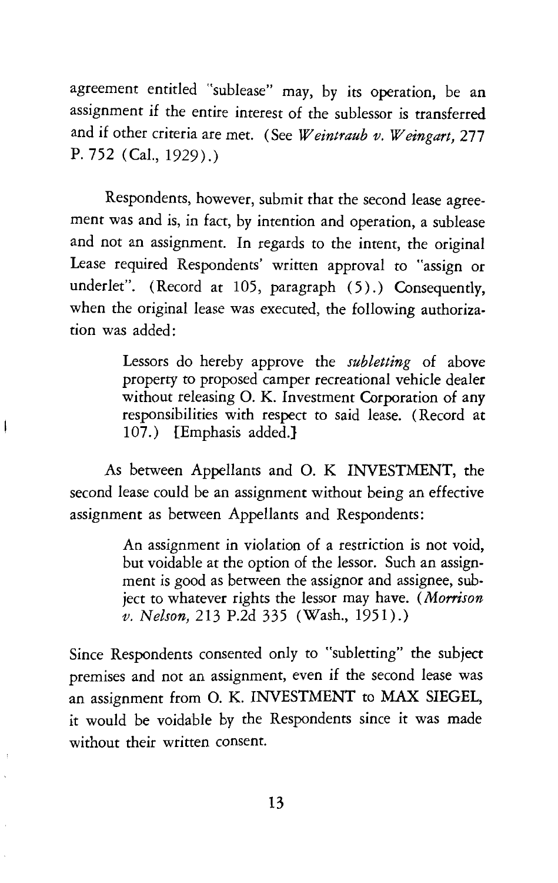agreement entitled "sublease" may, by its operation, be an assignment if the entire interest of the sublessor is transferred and if other criteria are met. (See *Weintraub v. Weingart,* 277 P. 752 (Cal., 1929).)

Respondents, however, submit that the second lease agreement was and is, in fact, by intention and operation, a sublease and not an assignment. In regards to the intent, the original Lease required Respondents' written approval to "assign or underlet". (Record at 105, paragraph (5).) Consequently, when the original lease was executed, the following authorization was added:

> Lessors do hereby approve the *subletting* of above property to proposed camper recreational vehicle dealer without releasing O. K. Investment Corporation of any responsibilities with respect to said lease. (Record at 107.) [Emphasis added.]

As between Appellants and O. K INVESTMENT, the second lease could be an assignment without being an effective assignment as between Appellants and Respondents:

> An assignment in violation of a restriction is not void, but voidable at the option of the lessor. Such an assignment is good as between the assignor and assignee, subject to whatever rights the lessor may have. (*Morrison v. Nelson,* 213 P.2d 335 (Wash., 1951).)

Since Respondents consented only to "subletting" the subject premises and not an assignment, even if the second lease was an assignment from O. K. INVESTMENT to MAX SIEGEL, it would be voidable by the Respondents since it was made without their written consent.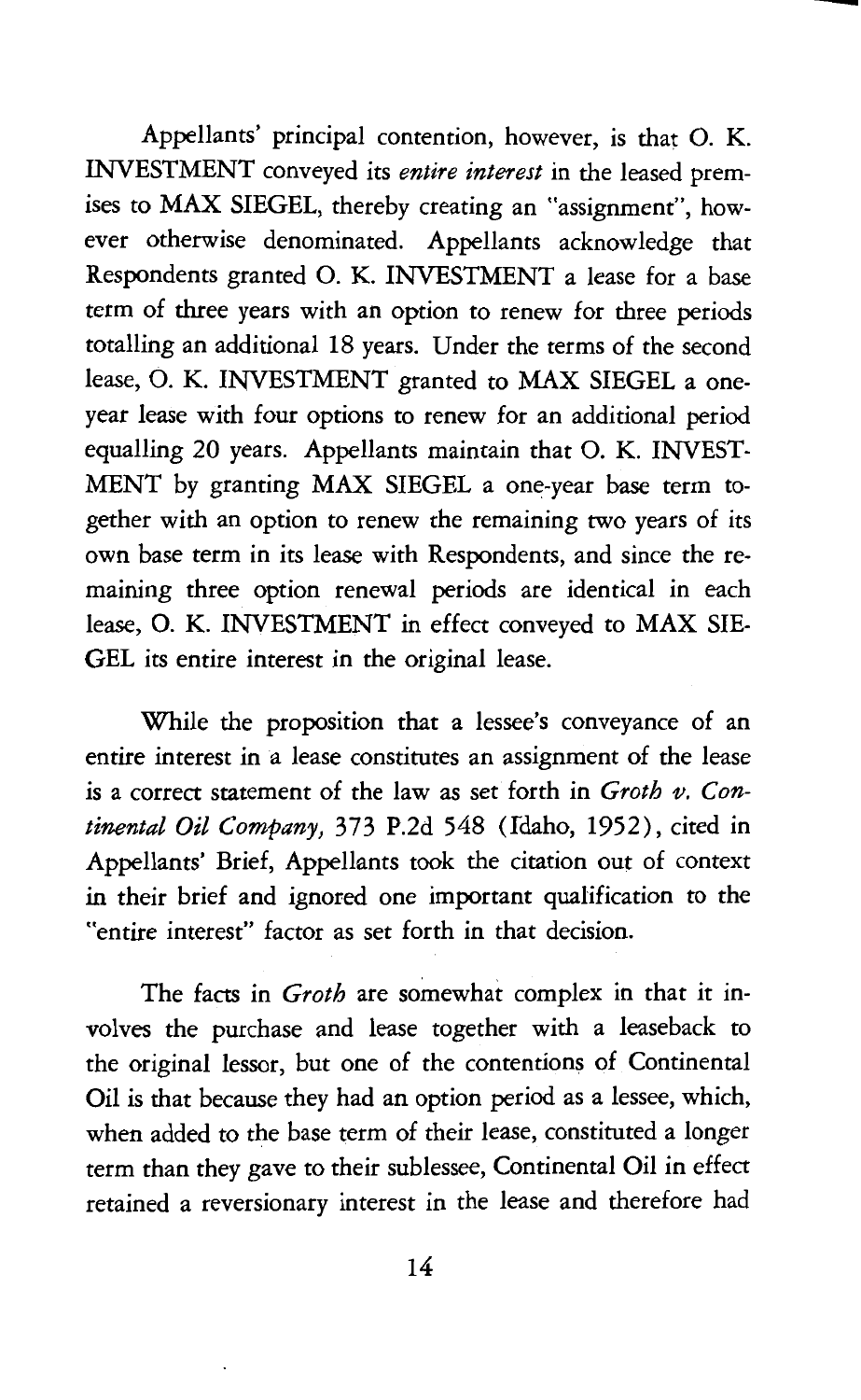Appellants' principal contention, however, is that O. K. INVESTMENT conveyed its *entire interest* in the leased premises to MAX SIEGEL, thereby creating an "assignment", however otherwise denominated. Appellants acknowledge that Respondents granted O. K. INVESTMENT a lease for a base term of three years with an option to renew for three periods totalling an additional 18 years. Under the terms of the second lease, O. K. INVESTMENT granted to MAX SIEGEL a one-year lease with four options to renew for an additional period equalling 20 years. Appellants maintain that O. K. INVESTMENT by granting MAX SIEGEL a one-year base term together with an option to renew the remaining two years of its own base term in its lease with Respondents, and since the remaining three option renewal periods are identical in each lease, O. K. INVESTMENT in effect conveyed to MAX SIEGEL its entire interest in the original lease.

While the proposition that a lessee's conveyance of an entire interest in a lease constitutes an assignment of the lease is a correct statement of the law as set forth in *Groth v. Continental Oil Company,* 373 P.2d 548 (Idaho, 1952), cited in Appellants' Brief, Appellants took the citation out of context in their brief and ignored one important qualification to the "entire interest" factor as set forth in that decision.

The facts in *Groth* are somewhat complex in that it involves the purchase and lease together with a leaseback to the original lessor, but one of the contentions of Continental Oil is that because they had an option period as a lessee, which, when added to the base term of their lease, constituted a longer term than they gave to their sublessee, Continental Oil in effect retained a reversionary interest in the lease and therefore had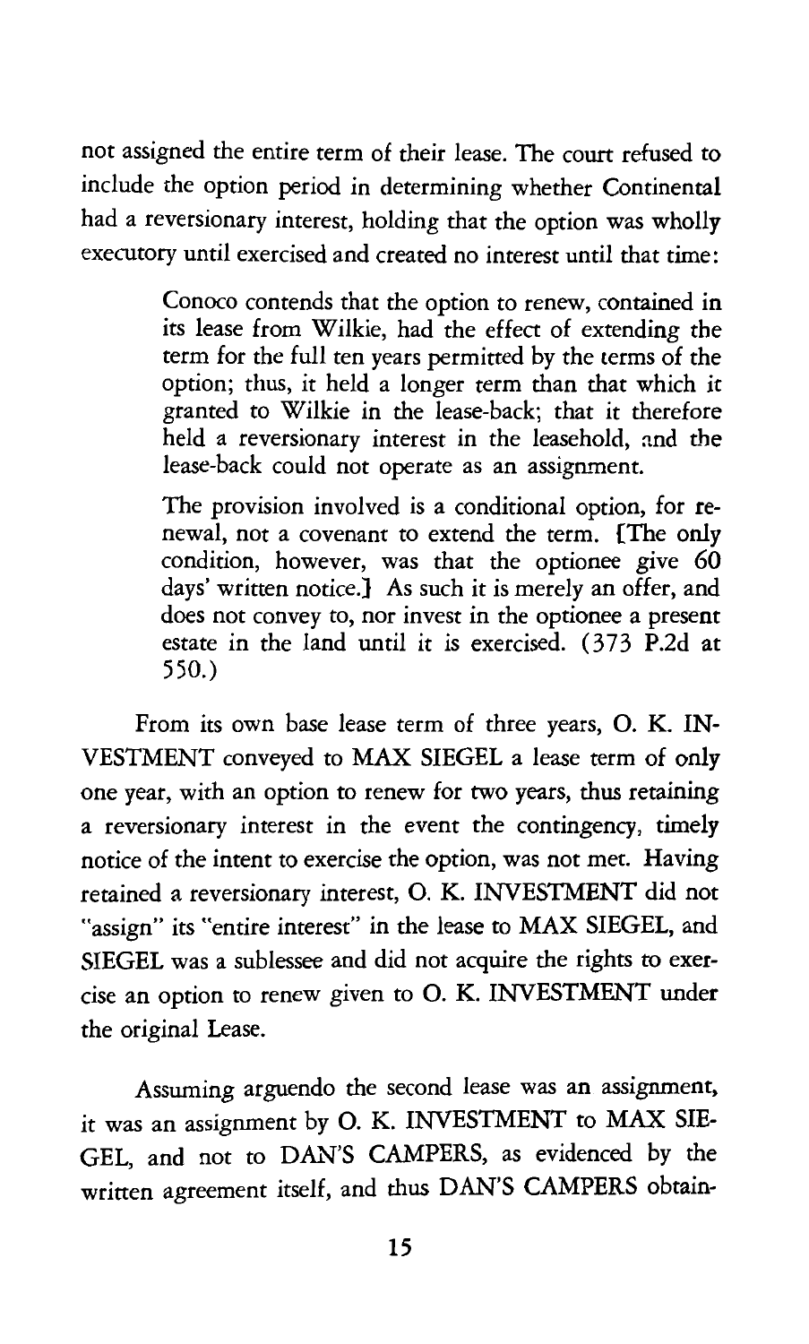not assigned the entire term of their lease. The court refused to include the option period in determining whether Continental had a reversionary interest, holding that the option was wholly executory until exercised and created no interest until that time:

> Conoco contends that the option to renew, contained in its lease from Wilkie, had the effect of extending the term for the full ten years permitted by the terms of the option; thus, it held a longer term than that which it granted to Wilkie in the lease-back; that it therefore held a reversionary interest in the leasehold, and the lease-back could not operate as an assignment.
>
> The provision involved is a conditional option, for renewal, not a covenant to extend the term. [The only condition, however, was that the optionee give 60 days' written notice.] As such it is merely an offer, and does not convey to, nor invest in the optionee a present estate in the land until it is exercised. (373 P.2d at 550.)

From its own base lease term of three years, O. K. INVESTMENT conveyed to MAX SIEGEL a lease term of only one year, with an option to renew for two years, thus retaining a reversionary interest in the event the contingency, timely notice of the intent to exercise the option, was not met. Having retained a reversionary interest, O. K. INVESTMENT did not "assign" its "entire interest" in the lease to MAX SIEGEL, and SIEGEL was a sublessee and did not acquire the rights to exercise an option to renew given to O. K. INVESTMENT under the original Lease.

Assuming arguendo the second lease was an assignment, it was an assignment by O. K. INVESTMENT to MAX SIEGEL, and not to DAN'S CAMPERS, as evidenced by the written agreement itself, and thus DAN'S CAMPERS obtain-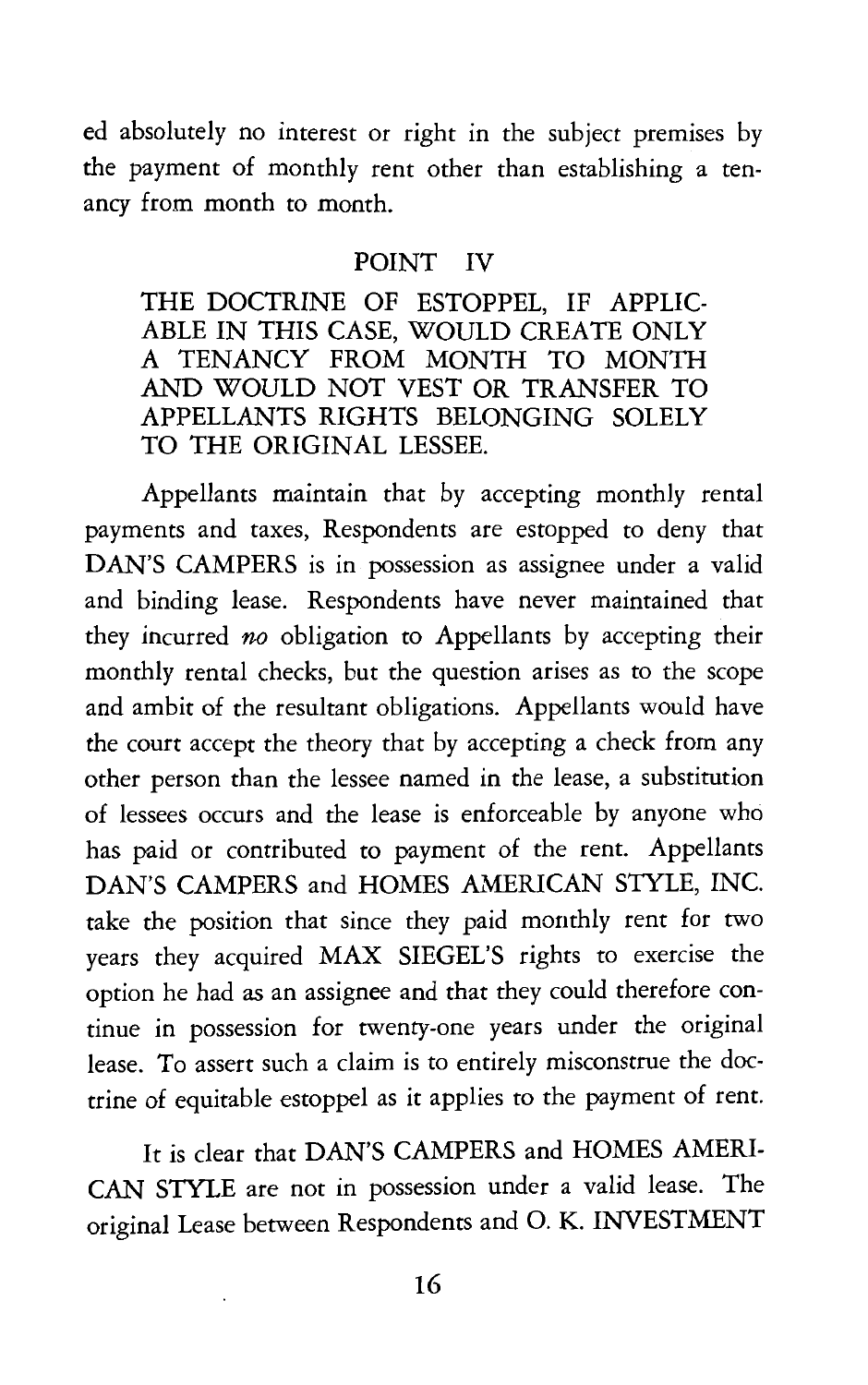ed absolutely no interest or right in the subject premises by the payment of monthly rent other than establishing a tenancy from month to month.

## POINT IV

**THE DOCTRINE OF ESTOPPEL, IF APPLICABLE IN THIS CASE, WOULD CREATE ONLY A TENANCY FROM MONTH TO MONTH AND WOULD NOT VEST OR TRANSFER TO APPELLANTS RIGHTS BELONGING SOLELY TO THE ORIGINAL LESSEE.**

Appellants maintain that by accepting monthly rental payments and taxes, Respondents are estopped to deny that DAN'S CAMPERS is in possession as assignee under a valid and binding lease. Respondents have never maintained that they incurred *no* obligation to Appellants by accepting their monthly rental checks, but the question arises as to the scope and ambit of the resultant obligations. Appellants would have the court accept the theory that by accepting a check from any other person than the lessee named in the lease, a substitution of lessees occurs and the lease is enforceable by anyone who has paid or contributed to payment of the rent. Appellants DAN'S CAMPERS and HOMES AMERICAN STYLE, INC. take the position that since they paid monthly rent for two years they acquired MAX SIEGEL'S rights to exercise the option he had as an assignee and that they could therefore continue in possession for twenty-one years under the original lease. To assert such a claim is to entirely misconstrue the doctrine of equitable estoppel as it applies to the payment of rent.

It is clear that DAN'S CAMPERS and HOMES AMERICAN STYLE are not in possession under a valid lease. The original Lease between Respondents and O. K. INVESTMENT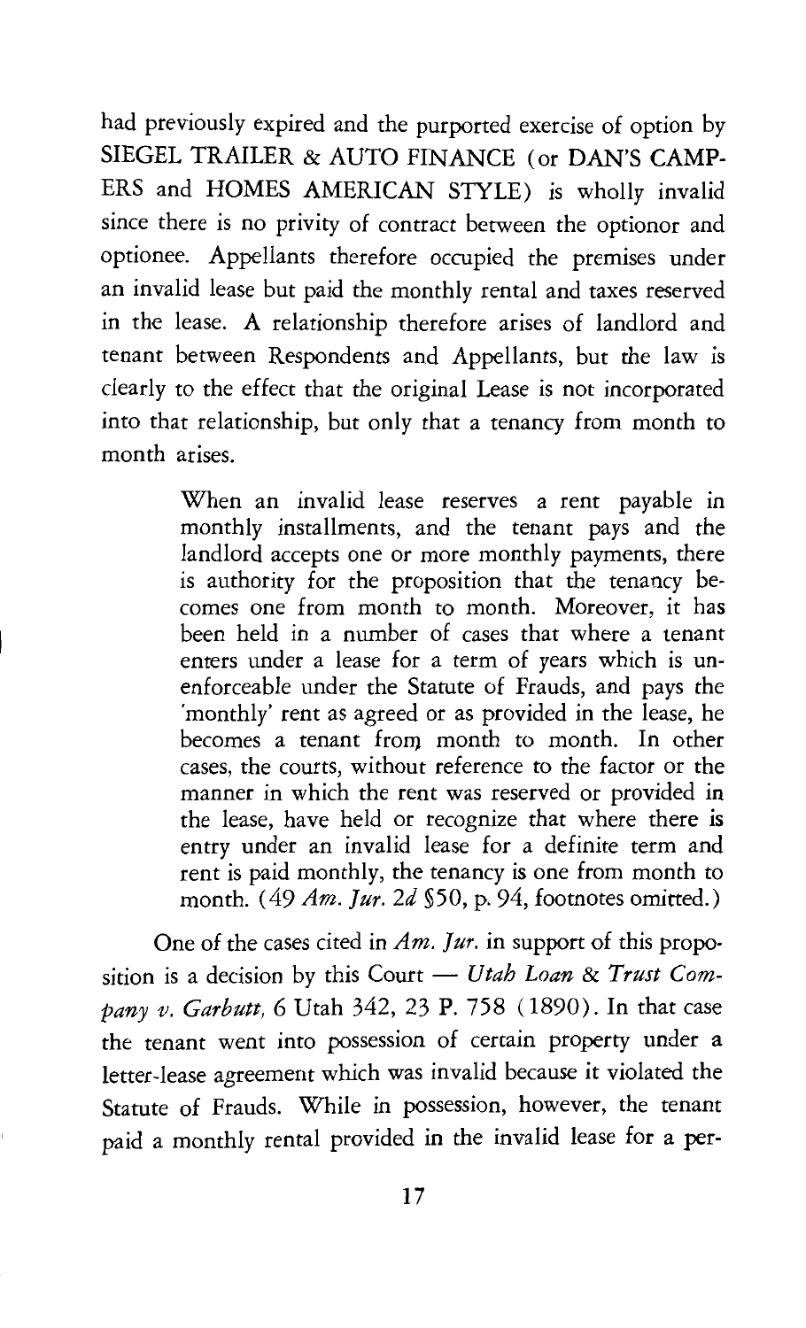had previously expired and the purported exercise of option by SIEGEL TRAILER & AUTO FINANCE (or DAN'S CAMPERS and HOMES AMERICAN STYLE) is wholly invalid since there is no privity of contract between the optionor and optionee. Appellants therefore occupied the premises under an invalid lease but paid the monthly rental and taxes reserved in the lease. A relationship therefore arises of landlord and tenant between Respondents and Appellants, but the law is clearly to the effect that the original Lease is not incorporated into that relationship, but only that a tenancy from month to month arises.

> When an invalid lease reserves a rent payable in monthly installments, and the tenant pays and the landlord accepts one or more monthly payments, there is authority for the proposition that the tenancy becomes one from month to month. Moreover, it has been held in a number of cases that where a tenant enters under a lease for a term of years which is unenforceable under the Statute of Frauds, and pays the 'monthly' rent as agreed or as provided in the lease, he becomes a tenant from month to month. In other cases, the courts, without reference to the factor or the manner in which the rent was reserved or provided in the lease, have held or recognize that where there is entry under an invalid lease for a definite term and rent is paid monthly, the tenancy is one from month to month. (49 *Am. Jur. 2d* §50, p. 94, footnotes omitted.)

One of the cases cited in *Am. Jur.* in support of this proposition is a decision by this Court — *Utah Loan & Trust Company v. Garbutt,* 6 Utah 342, 23 P. 758 (1890). In that case the tenant went into possession of certain property under a letter-lease agreement which was invalid because it violated the Statute of Frauds. While in possession, however, the tenant paid a monthly rental provided in the invalid lease for a per-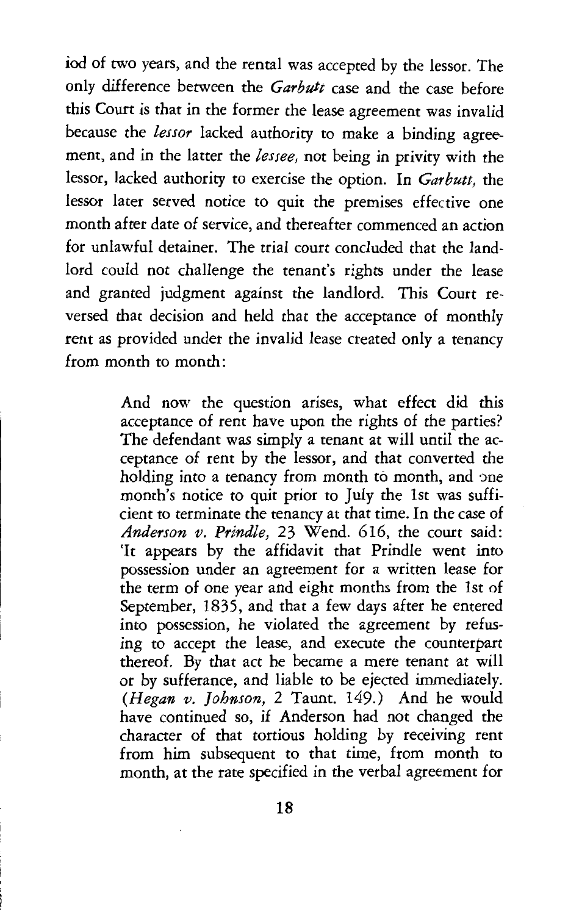iod of two years, and the rental was accepted by the lessor. The only difference between the *Garbutt* case and the case before this Court is that in the former the lease agreement was invalid because the *lessor* lacked authority to make a binding agreement, and in the latter the *lessee*, not being in privity with the lessor, lacked authority to exercise the option. In *Garbutt*, the lessor later served notice to quit the premises effective one month after date of service, and thereafter commenced an action for unlawful detainer. The trial court concluded that the landlord could not challenge the tenant's rights under the lease and granted judgment against the landlord. This Court reversed that decision and held that the acceptance of monthly rent as provided under the invalid lease created only a tenancy from month to month:

> And now the question arises, what effect did this acceptance of rent have upon the rights of the parties? The defendant was simply a tenant at will until the acceptance of rent by the lessor, and that converted the holding into a tenancy from month to month, and one month's notice to quit prior to July the 1st was sufficient to terminate the tenancy at that time. In the case of *Anderson v. Prindle,* 23 Wend. 616, the court said: 'It appears by the affidavit that Prindle went into possession under an agreement for a written lease for the term of one year and eight months from the 1st of September, 1835, and that a few days after he entered into possession, he violated the agreement by refusing to accept the lease, and execute the counterpart thereof. By that act he became a mere tenant at will or by sufferance, and liable to be ejected immediately. (*Hegan v. Johnson,* 2 Taunt. 149.) And he would have continued so, if Anderson had not changed the character of that tortious holding by receiving rent from him subsequent to that time, from month to month, at the rate specified in the verbal agreement for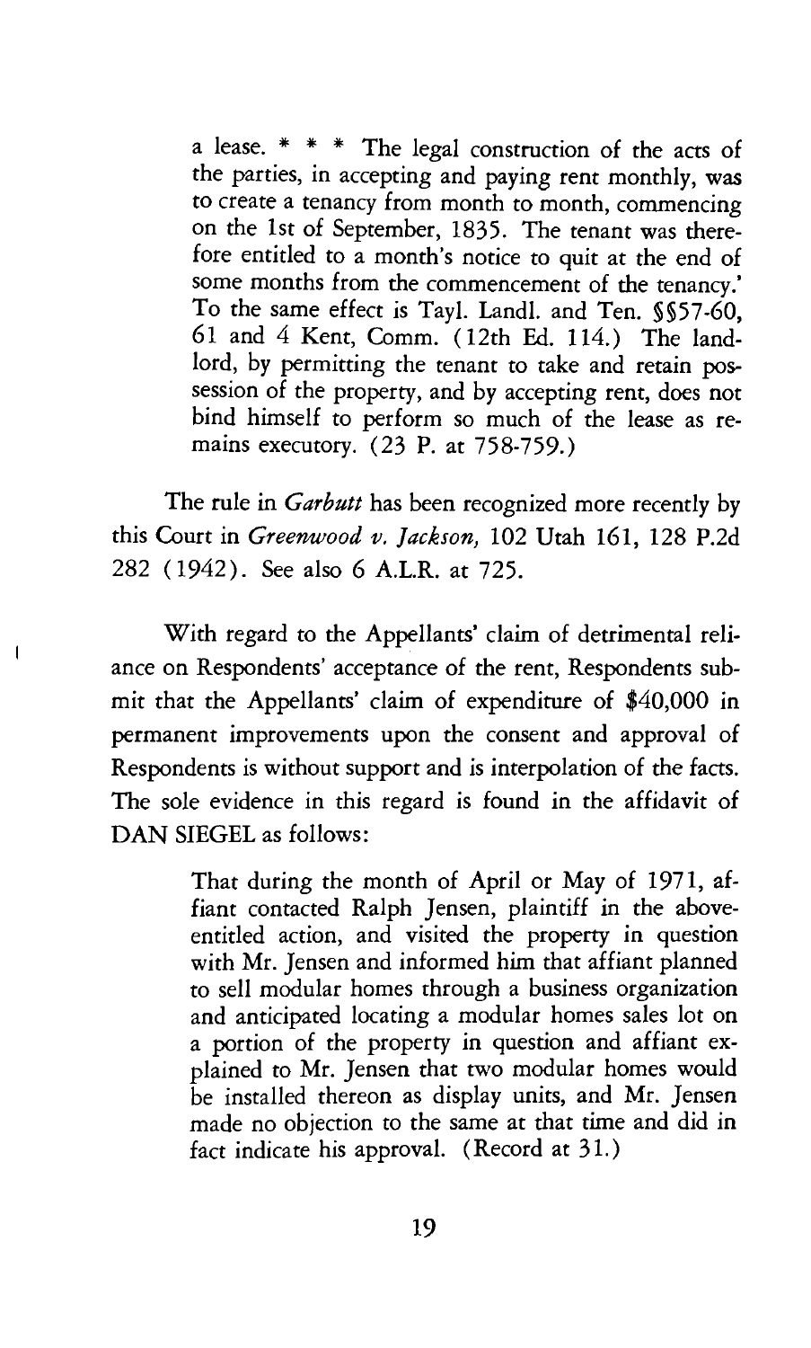> a lease. * * * The legal construction of the acts of the parties, in accepting and paying rent monthly, was to create a tenancy from month to month, commencing on the 1st of September, 1835. The tenant was therefore entitled to a month's notice to quit at the end of some months from the commencement of the tenancy.' To the same effect is Tayl. Landl. and Ten. §§57-60, 61 and 4 Kent, Comm. (12th Ed. 114.) The landlord, by permitting the tenant to take and retain possession of the property, and by accepting rent, does not bind himself to perform so much of the lease as remains executory. (23 P. at 758-759.)

The rule in *Garbutt* has been recognized more recently by this Court in *Greenwood v. Jackson,* 102 Utah 161, 128 P.2d 282 (1942). See also 6 A.L.R. at 725.

With regard to the Appellants' claim of detrimental reliance on Respondents' acceptance of the rent, Respondents submit that the Appellants' claim of expenditure of $40,000 in permanent improvements upon the consent and approval of Respondents is without support and is interpolation of the facts. The sole evidence in this regard is found in the affidavit of DAN SIEGEL as follows:

> That during the month of April or May of 1971, affiant contacted Ralph Jensen, plaintiff in the above-entitled action, and visited the property in question with Mr. Jensen and informed him that affiant planned to sell modular homes through a business organization and anticipated locating a modular homes sales lot on a portion of the property in question and affiant explained to Mr. Jensen that two modular homes would be installed thereon as display units, and Mr. Jensen made no objection to the same at that time and did in fact indicate his approval. (Record at 31.)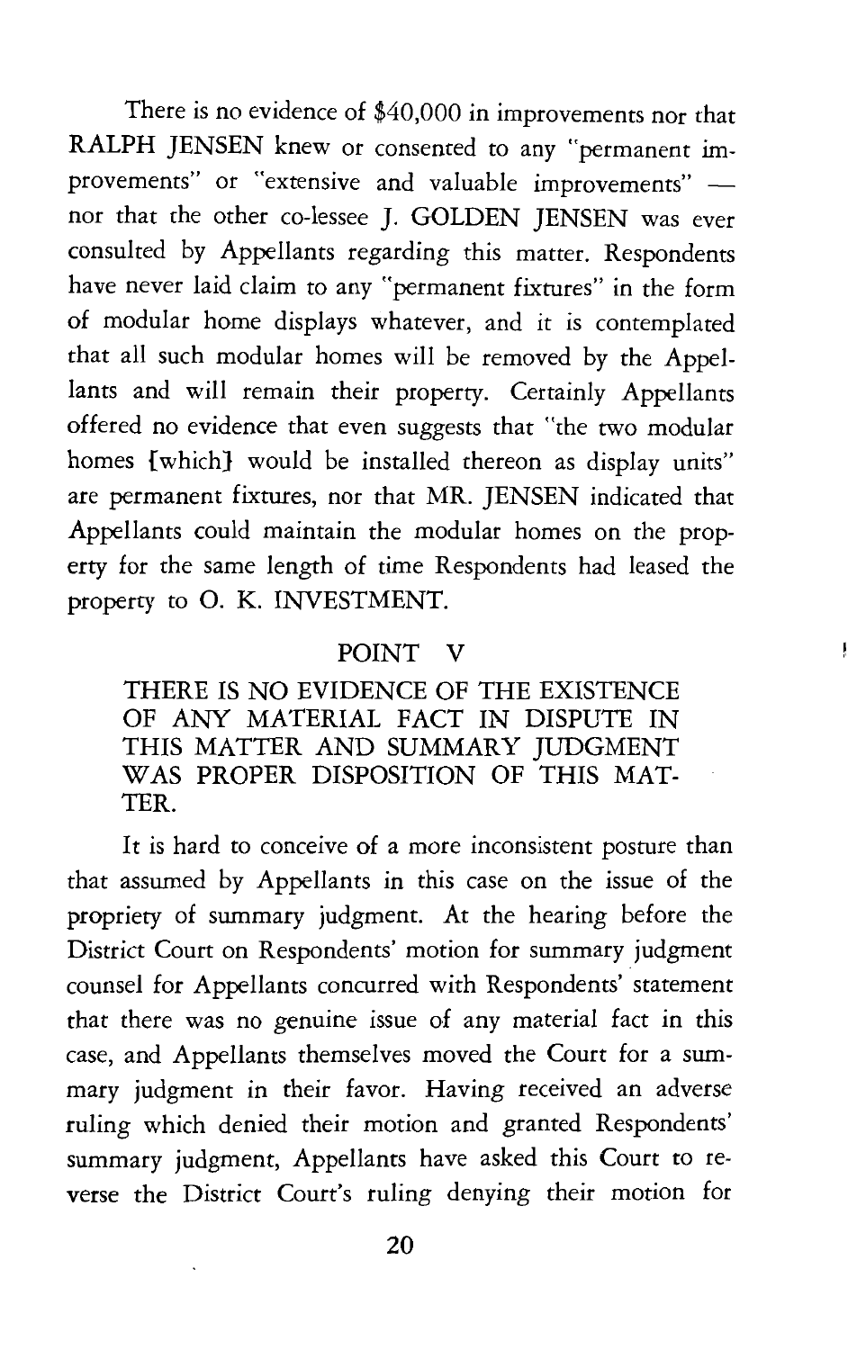There is no evidence of $40,000 in improvements nor that RALPH JENSEN knew or consented to any "permanent improvements" or "extensive and valuable improvements" — nor that the other co-lessee J. GOLDEN JENSEN was ever consulted by Appellants regarding this matter. Respondents have never laid claim to any "permanent fixtures" in the form of modular home displays whatever, and it is contemplated that all such modular homes will be removed by the Appellants and will remain their property. Certainly Appellants offered no evidence that even suggests that "the two modular homes [which] would be installed thereon as display units" are permanent fixtures, nor that MR. JENSEN indicated that Appellants could maintain the modular homes on the property for the same length of time Respondents had leased the property to O. K. INVESTMENT.

## POINT V

### THERE IS NO EVIDENCE OF THE EXISTENCE OF ANY MATERIAL FACT IN DISPUTE IN THIS MATTER AND SUMMARY JUDGMENT WAS PROPER DISPOSITION OF THIS MATTER.

It is hard to conceive of a more inconsistent posture than that assumed by Appellants in this case on the issue of the propriety of summary judgment. At the hearing before the District Court on Respondents' motion for summary judgment counsel for Appellants concurred with Respondents' statement that there was no genuine issue of any material fact in this case, and Appellants themselves moved the Court for a summary judgment in their favor. Having received an adverse ruling which denied their motion and granted Respondents' summary judgment, Appellants have asked this Court to reverse the District Court's ruling denying their motion for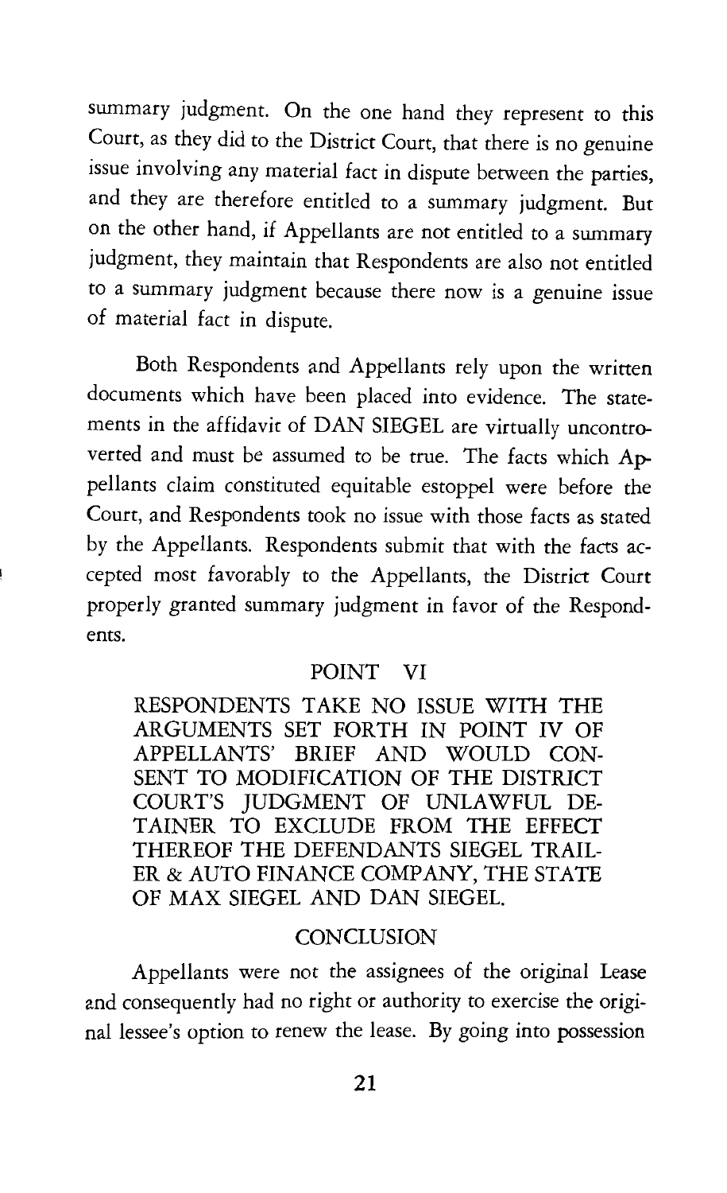summary judgment. On the one hand they represent to this Court, as they did to the District Court, that there is no genuine issue involving any material fact in dispute between the parties, and they are therefore entitled to a summary judgment. But on the other hand, if Appellants are not entitled to a summary judgment, they maintain that Respondents are also not entitled to a summary judgment because there now is a genuine issue of material fact in dispute.

Both Respondents and Appellants rely upon the written documents which have been placed into evidence. The statements in the affidavit of DAN SIEGEL are virtually uncontroverted and must be assumed to be true. The facts which Appellants claim constituted equitable estoppel were before the Court, and Respondents took no issue with those facts as stated by the Appellants. Respondents submit that with the facts accepted most favorably to the Appellants, the District Court properly granted summary judgment in favor of the Respondents.

## POINT VI

RESPONDENTS TAKE NO ISSUE WITH THE ARGUMENTS SET FORTH IN POINT IV OF APPELLANTS' BRIEF AND WOULD CONSENT TO MODIFICATION OF THE DISTRICT COURT'S JUDGMENT OF UNLAWFUL DETAINER TO EXCLUDE FROM THE EFFECT THEREOF THE DEFENDANTS SIEGEL TRAILER & AUTO FINANCE COMPANY, THE STATE OF MAX SIEGEL AND DAN SIEGEL.

## CONCLUSION

Appellants were not the assignees of the original Lease and consequently had no right or authority to exercise the original lessee's option to renew the lease. By going into possession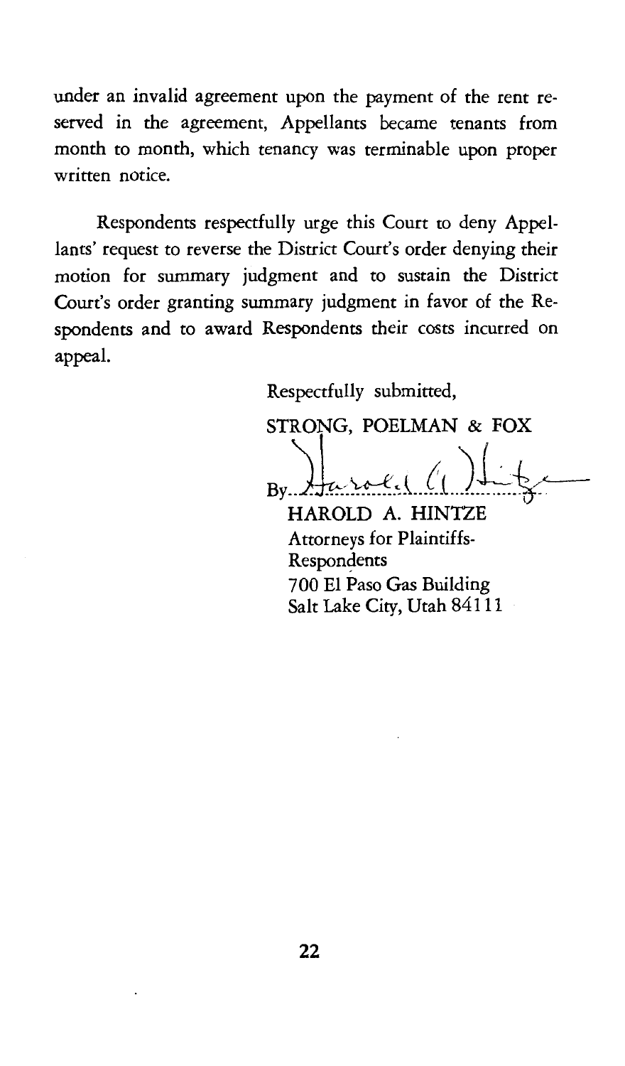under an invalid agreement upon the payment of the rent reserved in the agreement, Appellants became tenants from month to month, which tenancy was terminable upon proper written notice.

Respondents respectfully urge this Court to deny Appellants' request to reverse the District Court's order denying their motion for summary judgment and to sustain the District Court's order granting summary judgment in favor of the Respondents and to award Respondents their costs incurred on appeal.

Respectfully submitted,

STRONG, POELMAN & FOX

By [signature]

HAROLD A. HINTZE
Attorneys for Plaintiffs-Respondents
700 El Paso Gas Building
Salt Lake City, Utah 84111